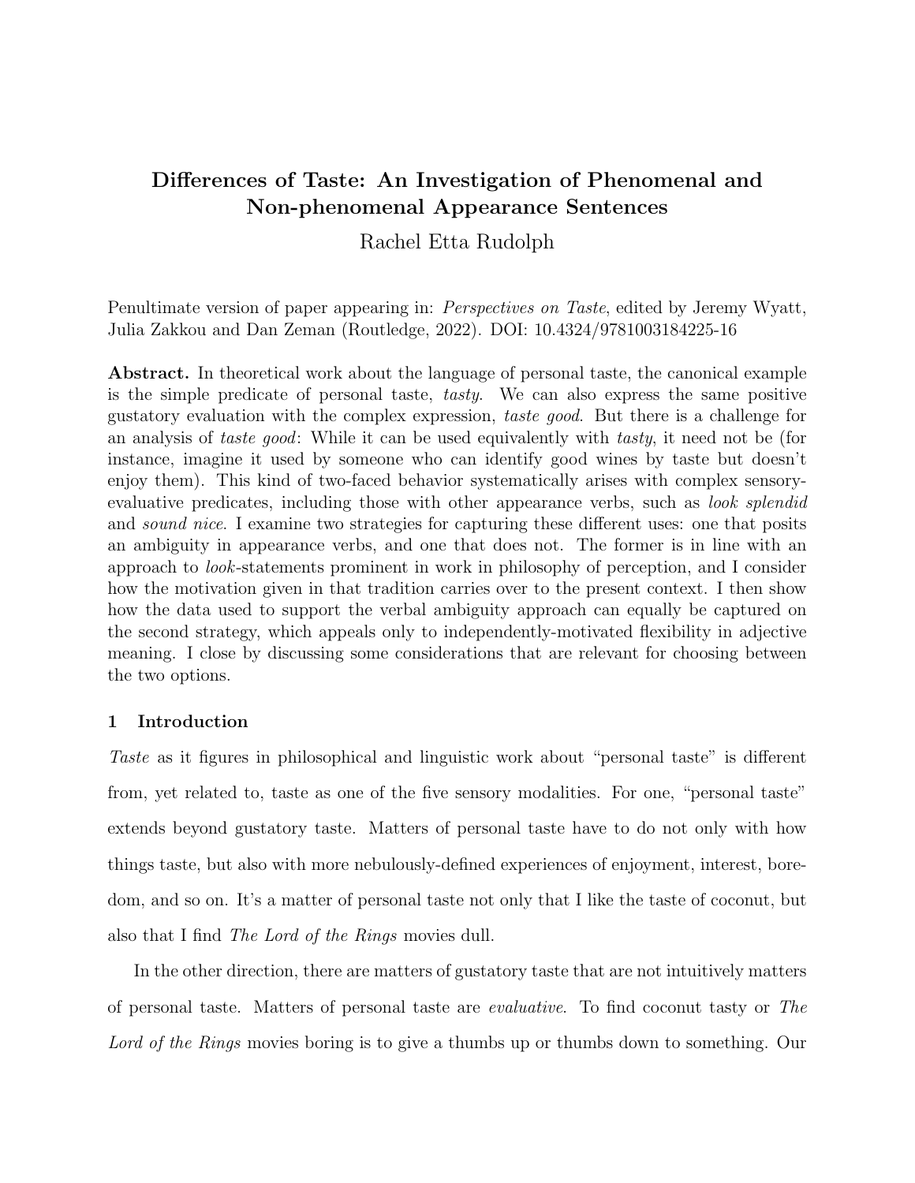# Differences of Taste: An Investigation of Phenomenal and Non-phenomenal Appearance Sentences

Rachel Etta Rudolph

Penultimate version of paper appearing in: *Perspectives on Taste*, edited by Jeremy Wyatt, Julia Zakkou and Dan Zeman (Routledge, 2022). DOI: 10.4324/9781003184225-16

**Abstract.** In theoretical work about the language of personal taste, the canonical example is the simple predicate of personal taste, *tasty*. We can also express the same positive gustatory evaluation with the complex expression, *taste good*. But there is a challenge for an analysis of *taste good*: While it can be used equivalently with *tasty*, it need not be (for instance, imagine it used by someone who can identify good wines by taste but doesn't enjoy them). This kind of two-faced behavior systematically arises with complex sensory-evaluative predicates, including those with other appearance verbs, such as *look splendid* and *sound nice*. I examine two strategies for capturing these different uses: one that posits an ambiguity in appearance verbs, and one that does not. The former is in line with an approach to *look*-statements prominent in work in philosophy of perception, and I consider how the motivation given in that tradition carries over to the present context. I then show how the data used to support the verbal ambiguity approach can equally be captured on the second strategy, which appeals only to independently-motivated flexibility in adjective meaning. I close by discussing some considerations that are relevant for choosing between the two options.

## 1 Introduction

*Taste* as it figures in philosophical and linguistic work about "personal taste" is different from, yet related to, taste as one of the five sensory modalities. For one, "personal taste" extends beyond gustatory taste. Matters of personal taste have to do not only with how things taste, but also with more nebulously-defined experiences of enjoyment, interest, boredom, and so on. It's a matter of personal taste not only that I like the taste of coconut, but also that I find *The Lord of the Rings* movies dull.

In the other direction, there are matters of gustatory taste that are not intuitively matters of personal taste. Matters of personal taste are *evaluative*. To find coconut tasty or *The Lord of the Rings* movies boring is to give a thumbs up or thumbs down to something. Our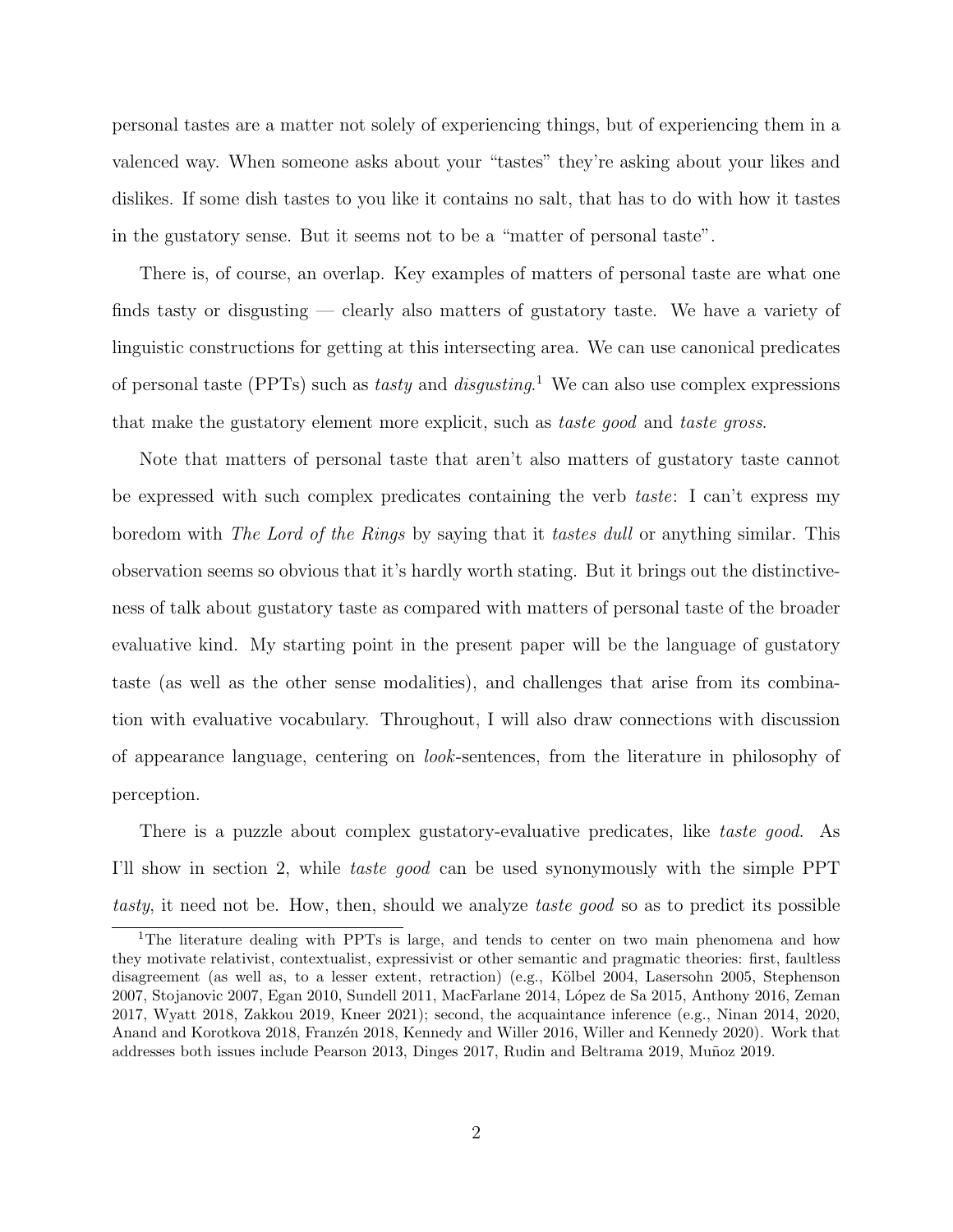personal tastes are a matter not solely of experiencing things, but of experiencing them in a valenced way. When someone asks about your "tastes" they're asking about your likes and dislikes. If some dish tastes to you like it contains no salt, that has to do with how it tastes in the gustatory sense. But it seems not to be a "matter of personal taste".

There is, of course, an overlap. Key examples of matters of personal taste are what one finds tasty or disgusting — clearly also matters of gustatory taste. We have a variety of linguistic constructions for getting at this intersecting area. We can use canonical predicates of personal taste (PPTs) such as *tasty* and *disgusting*.[1] We can also use complex expressions that make the gustatory element more explicit, such as *taste good* and *taste gross*.

Note that matters of personal taste that aren't also matters of gustatory taste cannot be expressed with such complex predicates containing the verb *taste*: I can't express my boredom with *The Lord of the Rings* by saying that it *tastes dull* or anything similar. This observation seems so obvious that it's hardly worth stating. But it brings out the distinctiveness of talk about gustatory taste as compared with matters of personal taste of the broader evaluative kind. My starting point in the present paper will be the language of gustatory taste (as well as the other sense modalities), and challenges that arise from its combination with evaluative vocabulary. Throughout, I will also draw connections with discussion of appearance language, centering on *look*-sentences, from the literature in philosophy of perception.

There is a puzzle about complex gustatory-evaluative predicates, like *taste good*. As I'll show in section 2, while *taste good* can be used synonymously with the simple PPT *tasty*, it need not be. How, then, should we analyze *taste good* so as to predict its possible

[1] The literature dealing with PPTs is large, and tends to center on two main phenomena and how they motivate relativist, contextualist, expressivist or other semantic and pragmatic theories: first, faultless disagreement (as well as, to a lesser extent, retraction) (e.g., Kölbel 2004, Lasersohn 2005, Stephenson 2007, Stojanovic 2007, Egan 2010, Sundell 2011, MacFarlane 2014, López de Sa 2015, Anthony 2016, Zeman 2017, Wyatt 2018, Zakkou 2019, Kneer 2021); second, the acquaintance inference (e.g., Ninan 2014, 2020, Anand and Korotkova 2018, Franzén 2018, Kennedy and Willer 2016, Willer and Kennedy 2020). Work that addresses both issues include Pearson 2013, Dinges 2017, Rudin and Beltrama 2019, Muñoz 2019.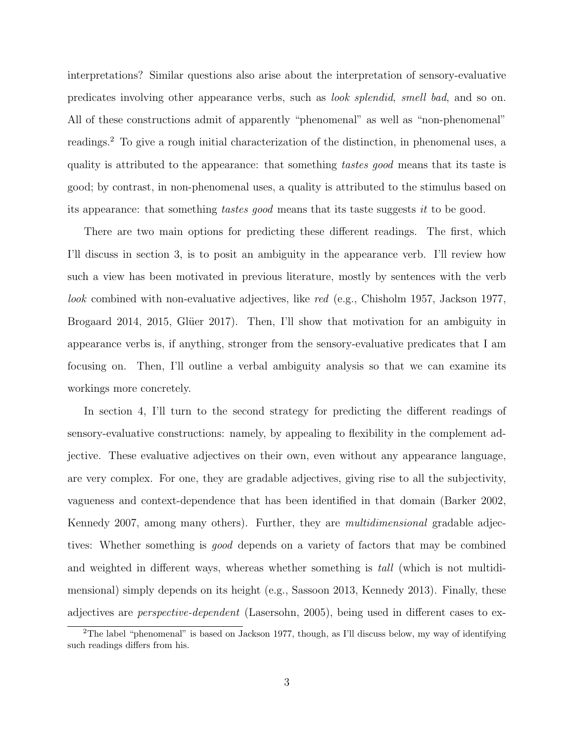interpretations? Similar questions also arise about the interpretation of sensory-evaluative predicates involving other appearance verbs, such as *look splendid*, *smell bad*, and so on. All of these constructions admit of apparently "phenomenal" as well as "non-phenomenal" readings.[2] To give a rough initial characterization of the distinction, in phenomenal uses, a quality is attributed to the appearance: that something *tastes good* means that its taste is good; by contrast, in non-phenomenal uses, a quality is attributed to the stimulus based on its appearance: that something *tastes good* means that its taste suggests *it* to be good.

There are two main options for predicting these different readings. The first, which I'll discuss in section 3, is to posit an ambiguity in the appearance verb. I'll review how such a view has been motivated in previous literature, mostly by sentences with the verb *look* combined with non-evaluative adjectives, like *red* (e.g., Chisholm 1957, Jackson 1977, Brogaard 2014, 2015, Glüer 2017). Then, I'll show that motivation for an ambiguity in appearance verbs is, if anything, stronger from the sensory-evaluative predicates that I am focusing on. Then, I'll outline a verbal ambiguity analysis so that we can examine its workings more concretely.

In section 4, I'll turn to the second strategy for predicting the different readings of sensory-evaluative constructions: namely, by appealing to flexibility in the complement adjective. These evaluative adjectives on their own, even without any appearance language, are very complex. For one, they are gradable adjectives, giving rise to all the subjectivity, vagueness and context-dependence that has been identified in that domain (Barker 2002, Kennedy 2007, among many others). Further, they are *multidimensional* gradable adjectives: Whether something is *good* depends on a variety of factors that may be combined and weighted in different ways, whereas whether something is *tall* (which is not multidimensional) simply depends on its height (e.g., Sassoon 2013, Kennedy 2013). Finally, these adjectives are *perspective-dependent* (Lasersohn, 2005), being used in different cases to ex-

[2] The label "phenomenal" is based on Jackson 1977, though, as I'll discuss below, my way of identifying such readings differs from his.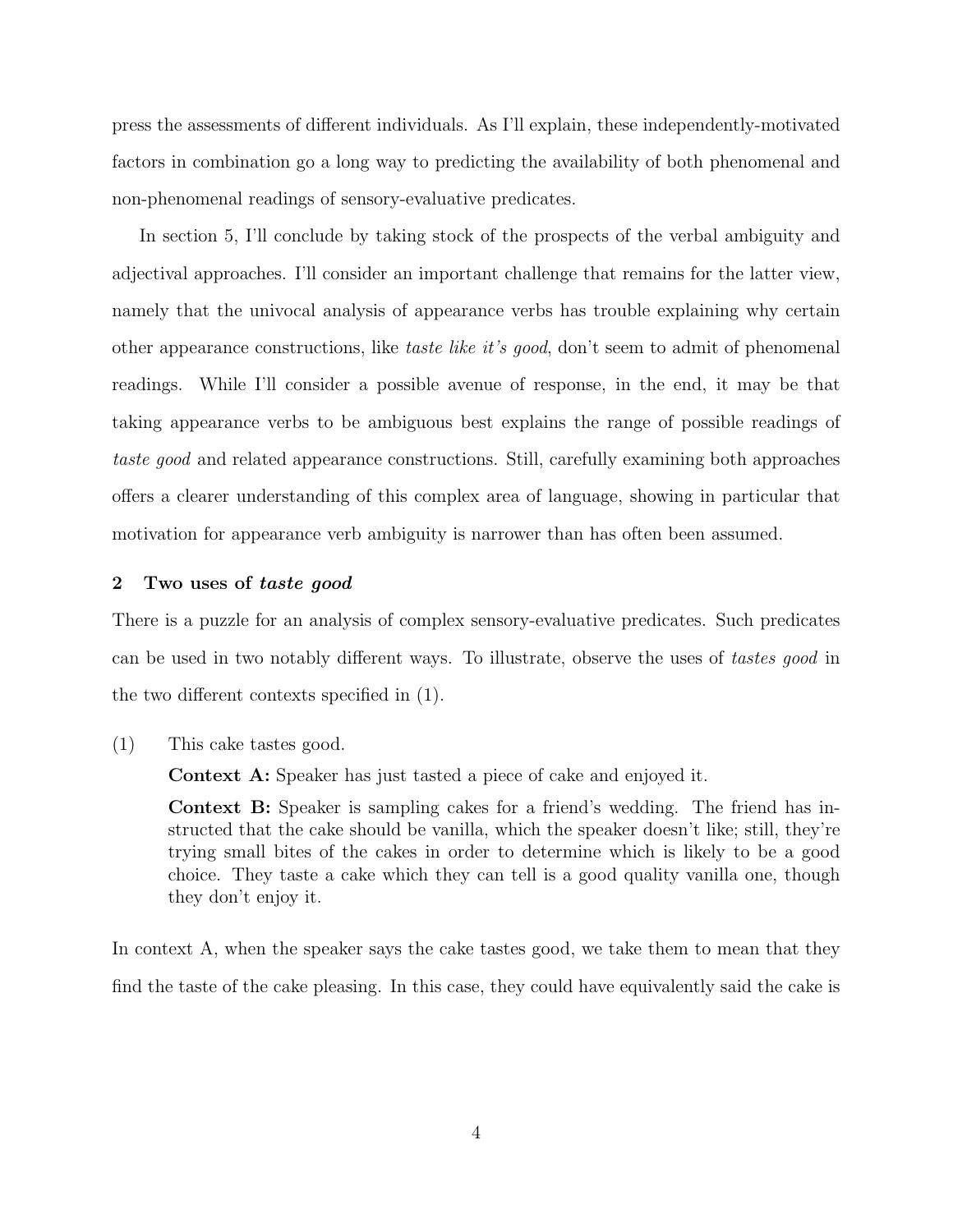press the assessments of different individuals. As I'll explain, these independently-motivated factors in combination go a long way to predicting the availability of both phenomenal and non-phenomenal readings of sensory-evaluative predicates.

In section 5, I'll conclude by taking stock of the prospects of the verbal ambiguity and adjectival approaches. I'll consider an important challenge that remains for the latter view, namely that the univocal analysis of appearance verbs has trouble explaining why certain other appearance constructions, like *taste like it's good*, don't seem to admit of phenomenal readings. While I'll consider a possible avenue of response, in the end, it may be that taking appearance verbs to be ambiguous best explains the range of possible readings of *taste good* and related appearance constructions. Still, carefully examining both approaches offers a clearer understanding of this complex area of language, showing in particular that motivation for appearance verb ambiguity is narrower than has often been assumed.

## 2 Two uses of *taste good*

There is a puzzle for an analysis of complex sensory-evaluative predicates. Such predicates can be used in two notably different ways. To illustrate, observe the uses of *tastes good* in the two different contexts specified in (1).

(1) This cake tastes good.

> **Context A:** Speaker has just tasted a piece of cake and enjoyed it.
>
> **Context B:** Speaker is sampling cakes for a friend's wedding. The friend has instructed that the cake should be vanilla, which the speaker doesn't like; still, they're trying small bites of the cakes in order to determine which is likely to be a good choice. They taste a cake which they can tell is a good quality vanilla one, though they don't enjoy it.

In context A, when the speaker says the cake tastes good, we take them to mean that they find the taste of the cake pleasing. In this case, they could have equivalently said the cake is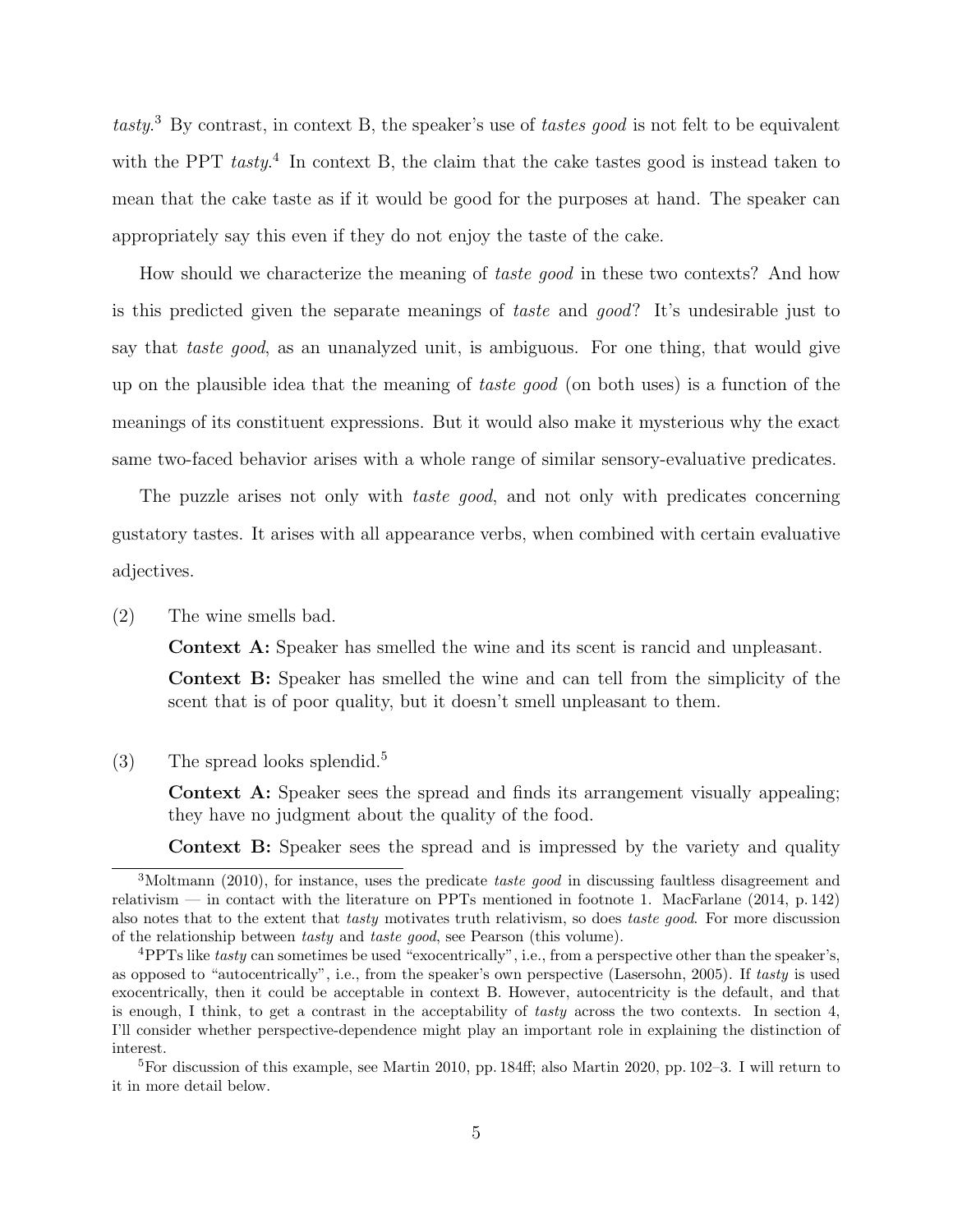*tasty*.[3] By contrast, in context B, the speaker's use of *tastes good* is not felt to be equivalent with the PPT *tasty*.[4] In context B, the claim that the cake tastes good is instead taken to mean that the cake taste as if it would be good for the purposes at hand. The speaker can appropriately say this even if they do not enjoy the taste of the cake.

How should we characterize the meaning of *taste good* in these two contexts? And how is this predicted given the separate meanings of *taste* and *good*? It's undesirable just to say that *taste good*, as an unanalyzed unit, is ambiguous. For one thing, that would give up on the plausible idea that the meaning of *taste good* (on both uses) is a function of the meanings of its constituent expressions. But it would also make it mysterious why the exact same two-faced behavior arises with a whole range of similar sensory-evaluative predicates.

The puzzle arises not only with *taste good*, and not only with predicates concerning gustatory tastes. It arises with all appearance verbs, when combined with certain evaluative adjectives.

(2) The wine smells bad.

**Context A:** Speaker has smelled the wine and its scent is rancid and unpleasant.

**Context B:** Speaker has smelled the wine and can tell from the simplicity of the scent that is of poor quality, but it doesn't smell unpleasant to them.

(3) The spread looks splendid.[5]

**Context A:** Speaker sees the spread and finds its arrangement visually appealing; they have no judgment about the quality of the food.

**Context B:** Speaker sees the spread and is impressed by the variety and quality

---

[3] Moltmann (2010), for instance, uses the predicate *taste good* in discussing faultless disagreement and relativism — in contact with the literature on PPTs mentioned in footnote 1. MacFarlane (2014, p. 142) also notes that to the extent that *tasty* motivates truth relativism, so does *taste good*. For more discussion of the relationship between *tasty* and *taste good*, see Pearson (this volume).

[4] PPTs like *tasty* can sometimes be used "exocentrically", i.e., from a perspective other than the speaker's, as opposed to "autocentrically", i.e., from the speaker's own perspective (Lasersohn, 2005). If *tasty* is used exocentrically, then it could be acceptable in context B. However, autocentricity is the default, and that is enough, I think, to get a contrast in the acceptability of *tasty* across the two contexts. In section 4, I'll consider whether perspective-dependence might play an important role in explaining the distinction of interest.

[5] For discussion of this example, see Martin 2010, pp. 184ff; also Martin 2020, pp. 102–3. I will return to it in more detail below.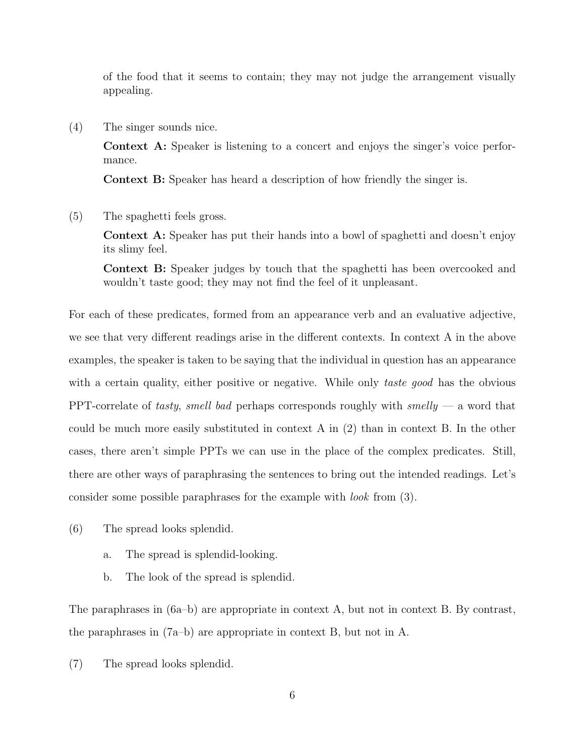of the food that it seems to contain; they may not judge the arrangement visually appealing.

(4) The singer sounds nice.

**Context A:** Speaker is listening to a concert and enjoys the singer's voice performance.

**Context B:** Speaker has heard a description of how friendly the singer is.

(5) The spaghetti feels gross.

**Context A:** Speaker has put their hands into a bowl of spaghetti and doesn't enjoy its slimy feel.

**Context B:** Speaker judges by touch that the spaghetti has been overcooked and wouldn't taste good; they may not find the feel of it unpleasant.

For each of these predicates, formed from an appearance verb and an evaluative adjective, we see that very different readings arise in the different contexts. In context A in the above examples, the speaker is taken to be saying that the individual in question has an appearance with a certain quality, either positive or negative. While only *taste good* has the obvious PPT-correlate of *tasty*, *smell bad* perhaps corresponds roughly with *smelly* — a word that could be much more easily substituted in context A in (2) than in context B. In the other cases, there aren't simple PPTs we can use in the place of the complex predicates. Still, there are other ways of paraphrasing the sentences to bring out the intended readings. Let's consider some possible paraphrases for the example with *look* from (3).

(6) The spread looks splendid.

a. The spread is splendid-looking.

b. The look of the spread is splendid.

The paraphrases in (6a–b) are appropriate in context A, but not in context B. By contrast, the paraphrases in (7a–b) are appropriate in context B, but not in A.

(7) The spread looks splendid.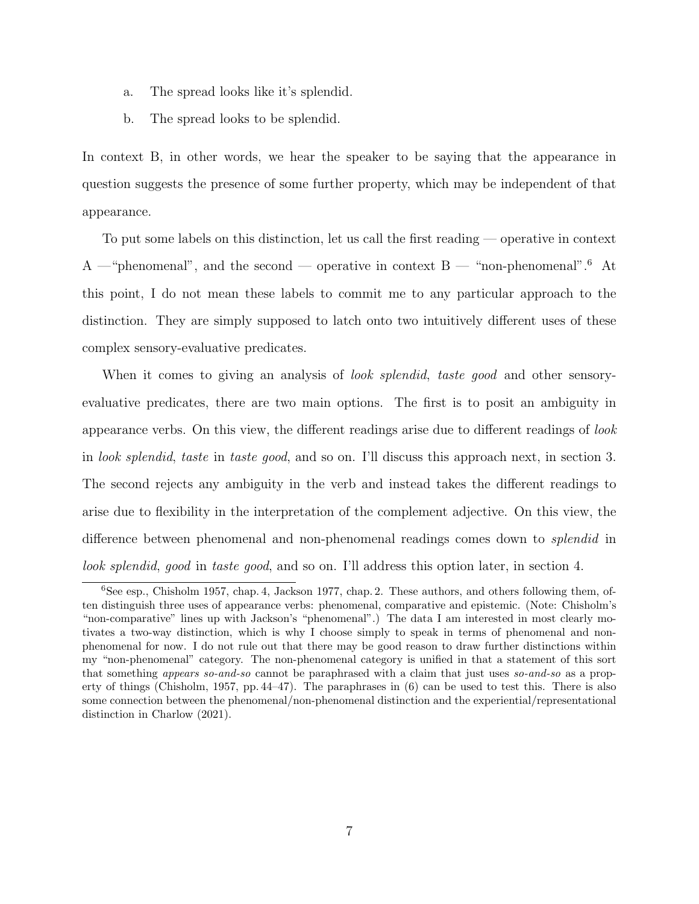a. The spread looks like it's splendid.

b. The spread looks to be splendid.

In context B, in other words, we hear the speaker to be saying that the appearance in question suggests the presence of some further property, which may be independent of that appearance.

To put some labels on this distinction, let us call the first reading — operative in context A —"phenomenal", and the second — operative in context B — "non-phenomenal".[6] At this point, I do not mean these labels to commit me to any particular approach to the distinction. They are simply supposed to latch onto two intuitively different uses of these complex sensory-evaluative predicates.

When it comes to giving an analysis of *look splendid*, *taste good* and other sensory-evaluative predicates, there are two main options. The first is to posit an ambiguity in appearance verbs. On this view, the different readings arise due to different readings of *look* in *look splendid*, *taste* in *taste good*, and so on. I'll discuss this approach next, in section 3. The second rejects any ambiguity in the verb and instead takes the different readings to arise due to flexibility in the interpretation of the complement adjective. On this view, the difference between phenomenal and non-phenomenal readings comes down to *splendid* in *look splendid*, *good* in *taste good*, and so on. I'll address this option later, in section 4.

[6] See esp., Chisholm 1957, chap. 4, Jackson 1977, chap. 2. These authors, and others following them, often distinguish three uses of appearance verbs: phenomenal, comparative and epistemic. (Note: Chisholm's "non-comparative" lines up with Jackson's "phenomenal".) The data I am interested in most clearly motivates a two-way distinction, which is why I choose simply to speak in terms of phenomenal and non-phenomenal for now. I do not rule out that there may be good reason to draw further distinctions within my "non-phenomenal" category. The non-phenomenal category is unified in that a statement of this sort that something *appears so-and-so* cannot be paraphrased with a claim that just uses *so-and-so* as a property of things (Chisholm, 1957, pp. 44–47). The paraphrases in (6) can be used to test this. There is also some connection between the phenomenal/non-phenomenal distinction and the experiential/representational distinction in Charlow (2021).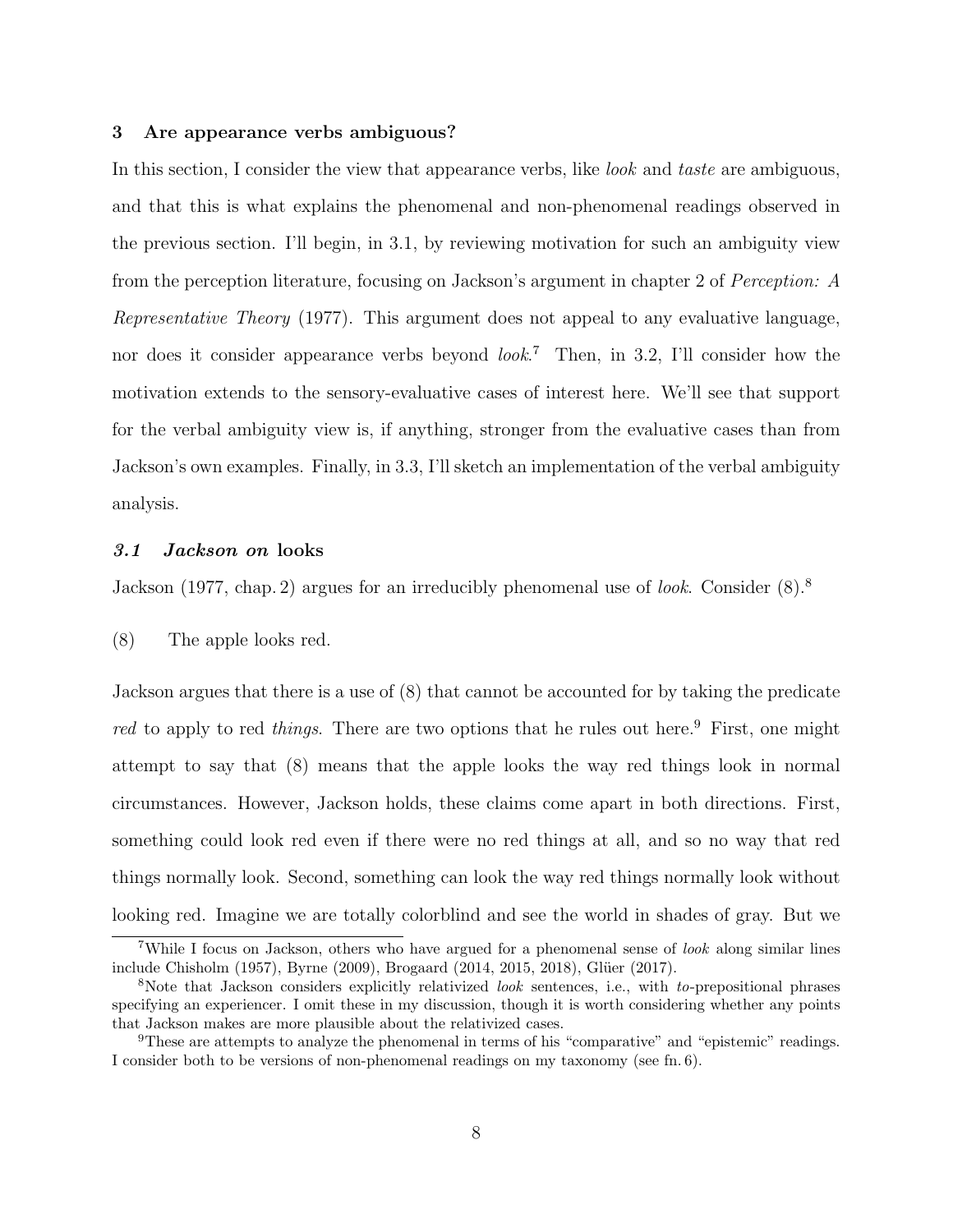## 3 Are appearance verbs ambiguous?

In this section, I consider the view that appearance verbs, like *look* and *taste* are ambiguous, and that this is what explains the phenomenal and non-phenomenal readings observed in the previous section. I'll begin, in 3.1, by reviewing motivation for such an ambiguity view from the perception literature, focusing on Jackson's argument in chapter 2 of *Perception: A Representative Theory* (1977). This argument does not appeal to any evaluative language, nor does it consider appearance verbs beyond *look*.[7] Then, in 3.2, I'll consider how the motivation extends to the sensory-evaluative cases of interest here. We'll see that support for the verbal ambiguity view is, if anything, stronger from the evaluative cases than from Jackson's own examples. Finally, in 3.3, I'll sketch an implementation of the verbal ambiguity analysis.

### *3.1 Jackson on* looks

Jackson (1977, chap. 2) argues for an irreducibly phenomenal use of *look*. Consider (8).[8]

(8) The apple looks red.

Jackson argues that there is a use of (8) that cannot be accounted for by taking the predicate *red* to apply to red *things*. There are two options that he rules out here.[9] First, one might attempt to say that (8) means that the apple looks the way red things look in normal circumstances. However, Jackson holds, these claims come apart in both directions. First, something could look red even if there were no red things at all, and so no way that red things normally look. Second, something can look the way red things normally look without looking red. Imagine we are totally colorblind and see the world in shades of gray. But we

---

[7] While I focus on Jackson, others who have argued for a phenomenal sense of *look* along similar lines include Chisholm (1957), Byrne (2009), Brogaard (2014, 2015, 2018), Glüer (2017).

[8] Note that Jackson considers explicitly relativized *look* sentences, i.e., with *to*-prepositional phrases specifying an experiencer. I omit these in my discussion, though it is worth considering whether any points that Jackson makes are more plausible about the relativized cases.

[9] These are attempts to analyze the phenomenal in terms of his "comparative" and "epistemic" readings. I consider both to be versions of non-phenomenal readings on my taxonomy (see fn. 6).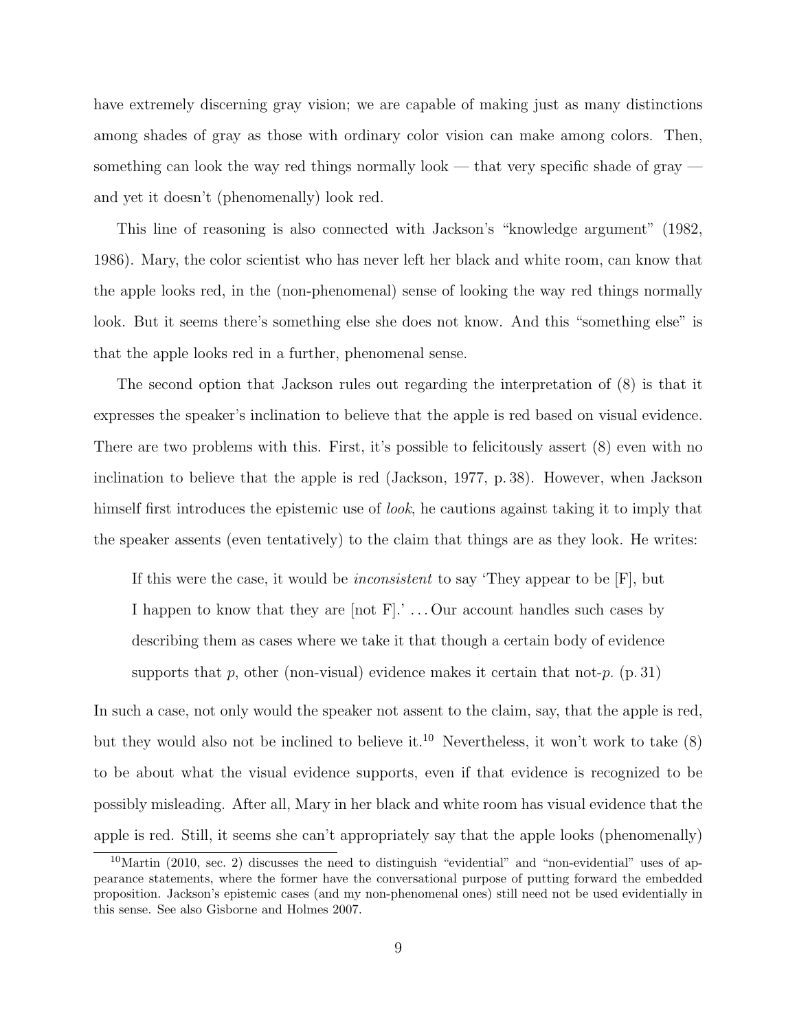have extremely discerning gray vision; we are capable of making just as many distinctions among shades of gray as those with ordinary color vision can make among colors. Then, something can look the way red things normally look — that very specific shade of gray — and yet it doesn't (phenomenally) look red.

This line of reasoning is also connected with Jackson's "knowledge argument" (1982, 1986). Mary, the color scientist who has never left her black and white room, can know that the apple looks red, in the (non-phenomenal) sense of looking the way red things normally look. But it seems there's something else she does not know. And this "something else" is that the apple looks red in a further, phenomenal sense.

The second option that Jackson rules out regarding the interpretation of (8) is that it expresses the speaker's inclination to believe that the apple is red based on visual evidence. There are two problems with this. First, it's possible to felicitously assert (8) even with no inclination to believe that the apple is red (Jackson, 1977, p. 38). However, when Jackson himself first introduces the epistemic use of *look*, he cautions against taking it to imply that the speaker assents (even tentatively) to the claim that things are as they look. He writes:

> If this were the case, it would be *inconsistent* to say 'They appear to be [F], but I happen to know that they are [not F].' . . . Our account handles such cases by describing them as cases where we take it that though a certain body of evidence supports that *p*, other (non-visual) evidence makes it certain that not-*p*. (p. 31)

In such a case, not only would the speaker not assent to the claim, say, that the apple is red, but they would also not be inclined to believe it.[10] Nevertheless, it won't work to take (8) to be about what the visual evidence supports, even if that evidence is recognized to be possibly misleading. After all, Mary in her black and white room has visual evidence that the apple is red. Still, it seems she can't appropriately say that the apple looks (phenomenally)

[10] Martin (2010, sec. 2) discusses the need to distinguish "evidential" and "non-evidential" uses of appearance statements, where the former have the conversational purpose of putting forward the embedded proposition. Jackson's epistemic cases (and my non-phenomenal ones) still need not be used evidentially in this sense. See also Gisborne and Holmes 2007.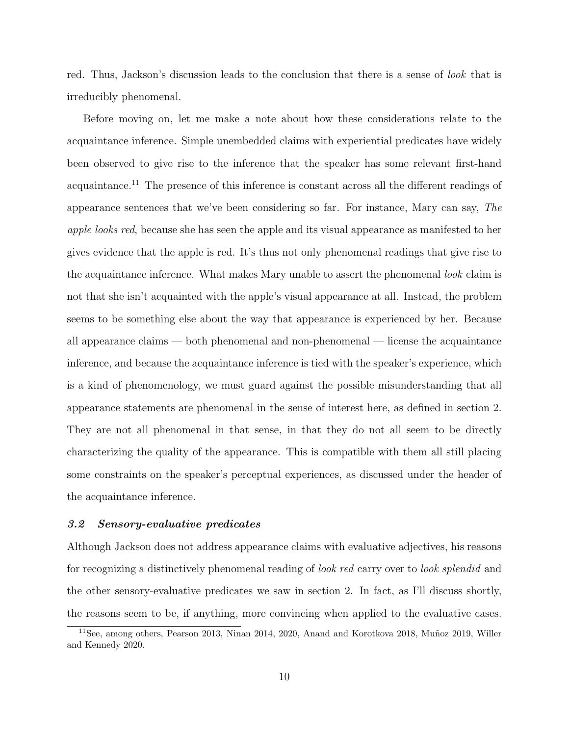red. Thus, Jackson's discussion leads to the conclusion that there is a sense of *look* that is irreducibly phenomenal.

Before moving on, let me make a note about how these considerations relate to the acquaintance inference. Simple unembedded claims with experiential predicates have widely been observed to give rise to the inference that the speaker has some relevant first-hand acquaintance.[11] The presence of this inference is constant across all the different readings of appearance sentences that we've been considering so far. For instance, Mary can say, *The apple looks red*, because she has seen the apple and its visual appearance as manifested to her gives evidence that the apple is red. It's thus not only phenomenal readings that give rise to the acquaintance inference. What makes Mary unable to assert the phenomenal *look* claim is not that she isn't acquainted with the apple's visual appearance at all. Instead, the problem seems to be something else about the way that appearance is experienced by her. Because all appearance claims — both phenomenal and non-phenomenal — license the acquaintance inference, and because the acquaintance inference is tied with the speaker's experience, which is a kind of phenomenology, we must guard against the possible misunderstanding that all appearance statements are phenomenal in the sense of interest here, as defined in section 2. They are not all phenomenal in that sense, in that they do not all seem to be directly characterizing the quality of the appearance. This is compatible with them all still placing some constraints on the speaker's perceptual experiences, as discussed under the header of the acquaintance inference.

### *3.2 Sensory-evaluative predicates*

Although Jackson does not address appearance claims with evaluative adjectives, his reasons for recognizing a distinctively phenomenal reading of *look red* carry over to *look splendid* and the other sensory-evaluative predicates we saw in section 2. In fact, as I'll discuss shortly, the reasons seem to be, if anything, more convincing when applied to the evaluative cases.

[11] See, among others, Pearson 2013, Ninan 2014, 2020, Anand and Korotkova 2018, Muñoz 2019, Willer and Kennedy 2020.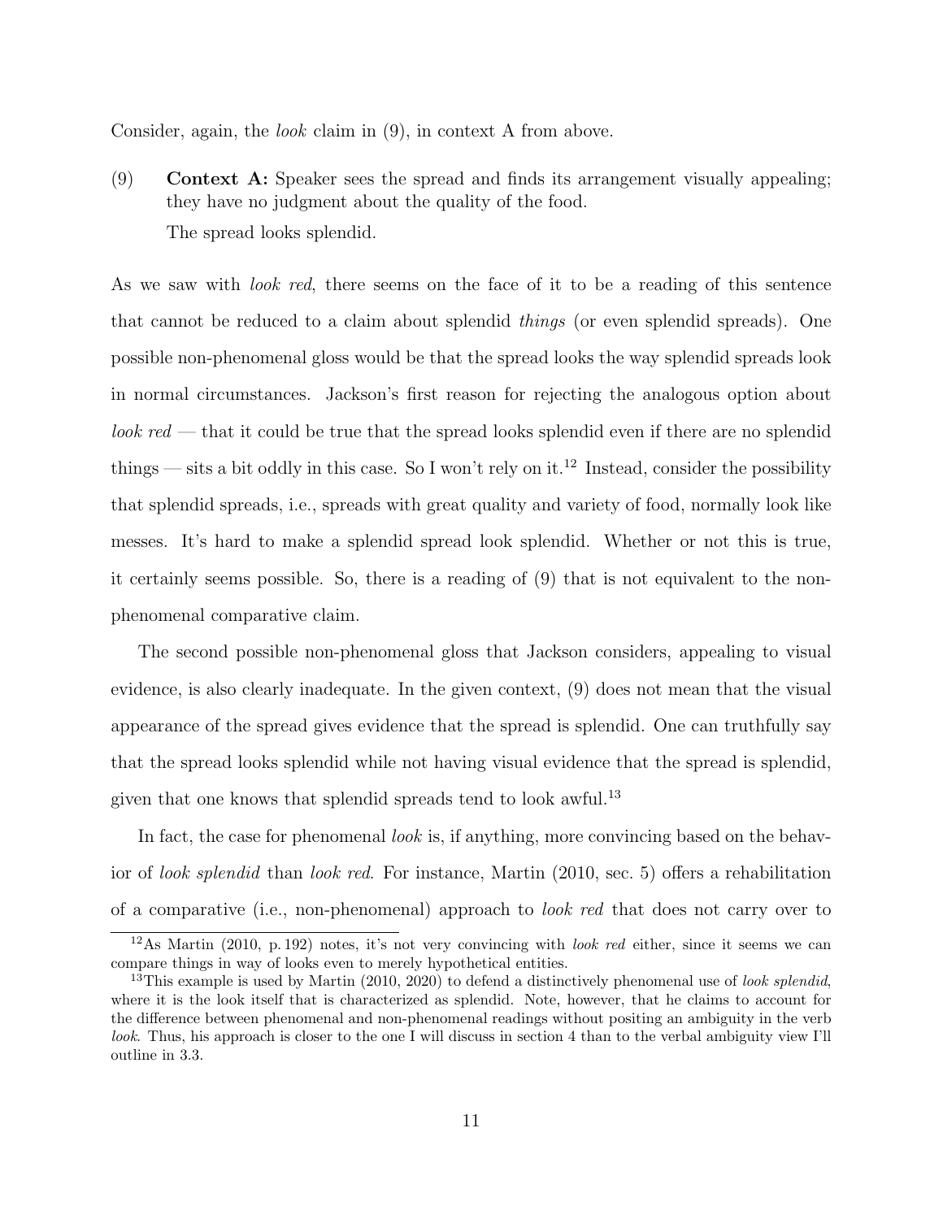Consider, again, the *look* claim in (9), in context A from above.

(9) **Context A:** Speaker sees the spread and finds its arrangement visually appealing; they have no judgment about the quality of the food.
The spread looks splendid.

As we saw with *look red*, there seems on the face of it to be a reading of this sentence that cannot be reduced to a claim about splendid *things* (or even splendid spreads). One possible non-phenomenal gloss would be that the spread looks the way splendid spreads look in normal circumstances. Jackson's first reason for rejecting the analogous option about *look red* — that it could be true that the spread looks splendid even if there are no splendid things — sits a bit oddly in this case. So I won't rely on it.[12] Instead, consider the possibility that splendid spreads, i.e., spreads with great quality and variety of food, normally look like messes. It's hard to make a splendid spread look splendid. Whether or not this is true, it certainly seems possible. So, there is a reading of (9) that is not equivalent to the non-phenomenal comparative claim.

The second possible non-phenomenal gloss that Jackson considers, appealing to visual evidence, is also clearly inadequate. In the given context, (9) does not mean that the visual appearance of the spread gives evidence that the spread is splendid. One can truthfully say that the spread looks splendid while not having visual evidence that the spread is splendid, given that one knows that splendid spreads tend to look awful.[13]

In fact, the case for phenomenal *look* is, if anything, more convincing based on the behavior of *look splendid* than *look red*. For instance, Martin (2010, sec. 5) offers a rehabilitation of a comparative (i.e., non-phenomenal) approach to *look red* that does not carry over to

[12] As Martin (2010, p. 192) notes, it's not very convincing with *look red* either, since it seems we can compare things in way of looks even to merely hypothetical entities.

[13] This example is used by Martin (2010, 2020) to defend a distinctively phenomenal use of *look splendid*, where it is the look itself that is characterized as splendid. Note, however, that he claims to account for the difference between phenomenal and non-phenomenal readings without positing an ambiguity in the verb *look*. Thus, his approach is closer to the one I will discuss in section 4 than to the verbal ambiguity view I'll outline in 3.3.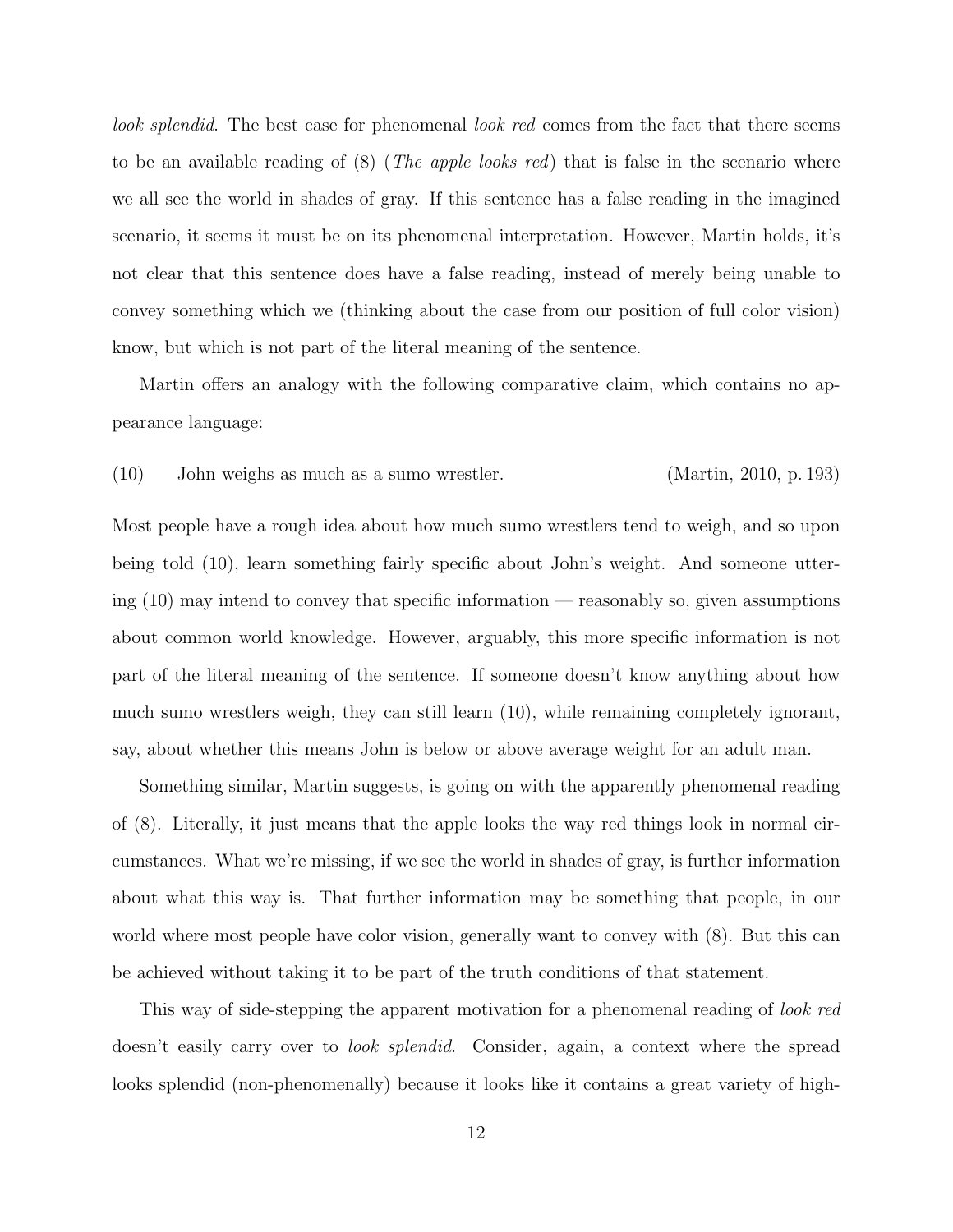*look splendid*. The best case for phenomenal *look red* comes from the fact that there seems to be an available reading of (8) (*The apple looks red*) that is false in the scenario where we all see the world in shades of gray. If this sentence has a false reading in the imagined scenario, it seems it must be on its phenomenal interpretation. However, Martin holds, it's not clear that this sentence does have a false reading, instead of merely being unable to convey something which we (thinking about the case from our position of full color vision) know, but which is not part of the literal meaning of the sentence.

Martin offers an analogy with the following comparative claim, which contains no appearance language:

(10) John weighs as much as a sumo wrestler. (Martin, 2010, p. 193)

Most people have a rough idea about how much sumo wrestlers tend to weigh, and so upon being told (10), learn something fairly specific about John's weight. And someone uttering (10) may intend to convey that specific information — reasonably so, given assumptions about common world knowledge. However, arguably, this more specific information is not part of the literal meaning of the sentence. If someone doesn't know anything about how much sumo wrestlers weigh, they can still learn (10), while remaining completely ignorant, say, about whether this means John is below or above average weight for an adult man.

Something similar, Martin suggests, is going on with the apparently phenomenal reading of (8). Literally, it just means that the apple looks the way red things look in normal circumstances. What we're missing, if we see the world in shades of gray, is further information about what this way is. That further information may be something that people, in our world where most people have color vision, generally want to convey with (8). But this can be achieved without taking it to be part of the truth conditions of that statement.

This way of side-stepping the apparent motivation for a phenomenal reading of *look red* doesn't easily carry over to *look splendid*. Consider, again, a context where the spread looks splendid (non-phenomenally) because it looks like it contains a great variety of high-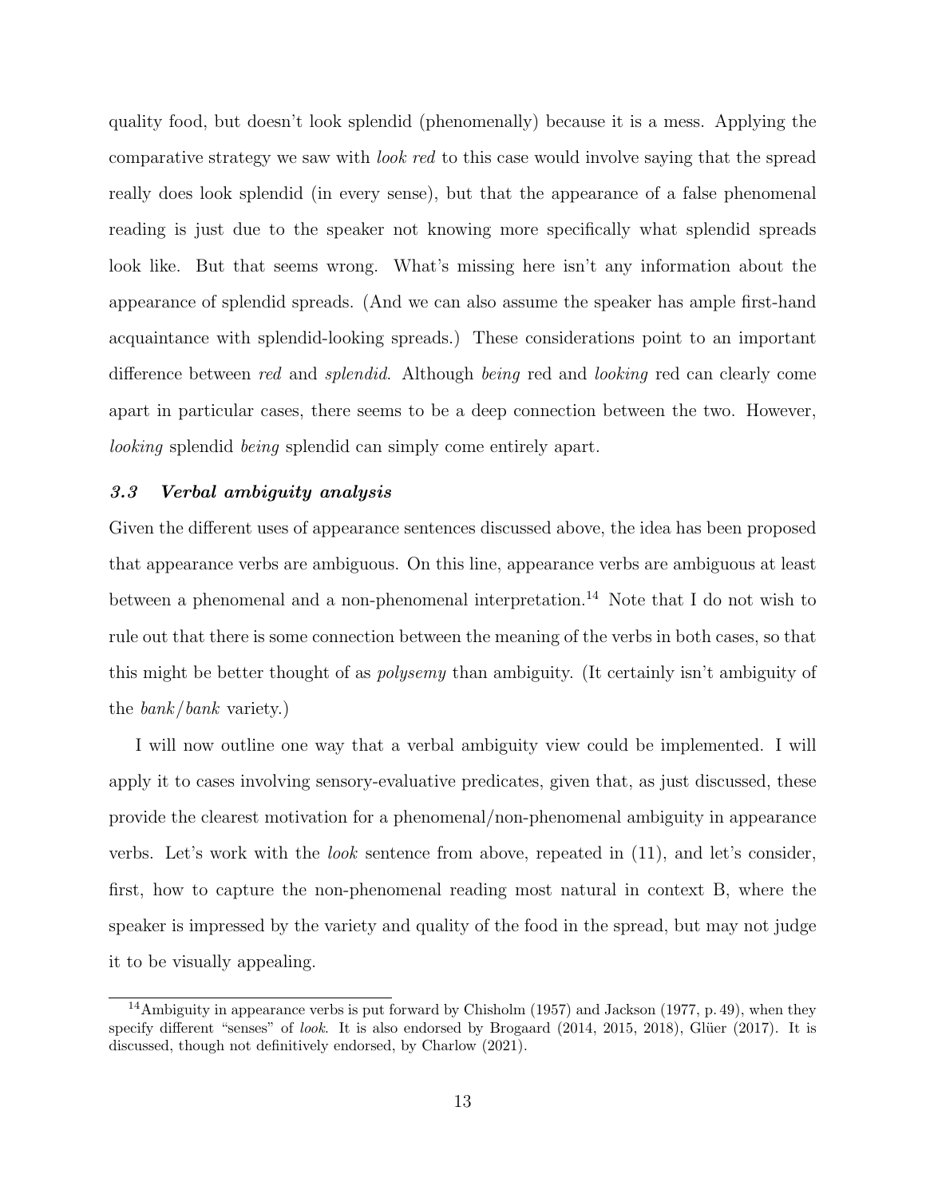quality food, but doesn't look splendid (phenomenally) because it is a mess. Applying the comparative strategy we saw with *look red* to this case would involve saying that the spread really does look splendid (in every sense), but that the appearance of a false phenomenal reading is just due to the speaker not knowing more specifically what splendid spreads look like. But that seems wrong. What's missing here isn't any information about the appearance of splendid spreads. (And we can also assume the speaker has ample first-hand acquaintance with splendid-looking spreads.) These considerations point to an important difference between *red* and *splendid*. Although *being* red and *looking* red can clearly come apart in particular cases, there seems to be a deep connection between the two. However, *looking* splendid *being* splendid can simply come entirely apart.

### *3.3 Verbal ambiguity analysis*

Given the different uses of appearance sentences discussed above, the idea has been proposed that appearance verbs are ambiguous. On this line, appearance verbs are ambiguous at least between a phenomenal and a non-phenomenal interpretation.[14] Note that I do not wish to rule out that there is some connection between the meaning of the verbs in both cases, so that this might be better thought of as *polysemy* than ambiguity. (It certainly isn't ambiguity of the *bank*/*bank* variety.)

I will now outline one way that a verbal ambiguity view could be implemented. I will apply it to cases involving sensory-evaluative predicates, given that, as just discussed, these provide the clearest motivation for a phenomenal/non-phenomenal ambiguity in appearance verbs. Let's work with the *look* sentence from above, repeated in (11), and let's consider, first, how to capture the non-phenomenal reading most natural in context B, where the speaker is impressed by the variety and quality of the food in the spread, but may not judge it to be visually appealing.

---

[14] Ambiguity in appearance verbs is put forward by Chisholm (1957) and Jackson (1977, p. 49), when they specify different "senses" of *look*. It is also endorsed by Brogaard (2014, 2015, 2018), Glüer (2017). It is discussed, though not definitively endorsed, by Charlow (2021).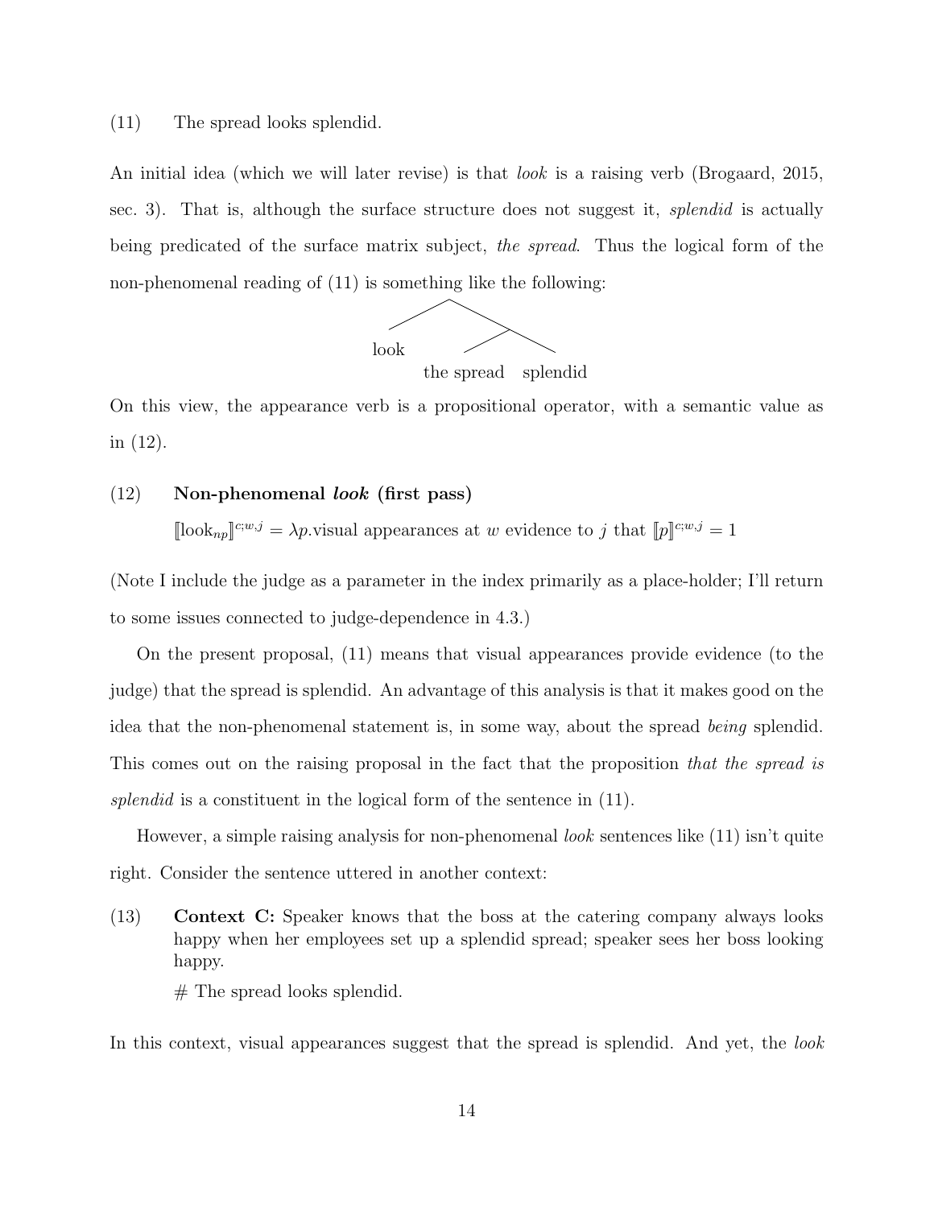(11) The spread looks splendid.

An initial idea (which we will later revise) is that *look* is a raising verb (Brogaard, 2015, sec. 3). That is, although the surface structure does not suggest it, *splendid* is actually being predicated of the surface matrix subject, *the spread*. Thus the logical form of the non-phenomenal reading of (11) is something like the following:

```
        /\
       /  \
    look  /\
         /  \
  the spread  splendid
```

On this view, the appearance verb is a propositional operator, with a semantic value as in (12).

(12) **Non-phenomenal *look* (first pass)**

$[\![\text{look}_{np}]\!]^{c;w,j} = \lambda p.$visual appearances at $w$ evidence to $j$ that $[\![p]\!]^{c;w,j} = 1$

(Note I include the judge as a parameter in the index primarily as a place-holder; I'll return to some issues connected to judge-dependence in 4.3.)

On the present proposal, (11) means that visual appearances provide evidence (to the judge) that the spread is splendid. An advantage of this analysis is that it makes good on the idea that the non-phenomenal statement is, in some way, about the spread *being* splendid. This comes out on the raising proposal in the fact that the proposition *that the spread is splendid* is a constituent in the logical form of the sentence in (11).

However, a simple raising analysis for non-phenomenal *look* sentences like (11) isn't quite right. Consider the sentence uttered in another context:

(13) **Context C:** Speaker knows that the boss at the catering company always looks happy when her employees set up a splendid spread; speaker sees her boss looking happy.

# The spread looks splendid.

In this context, visual appearances suggest that the spread is splendid. And yet, the *look*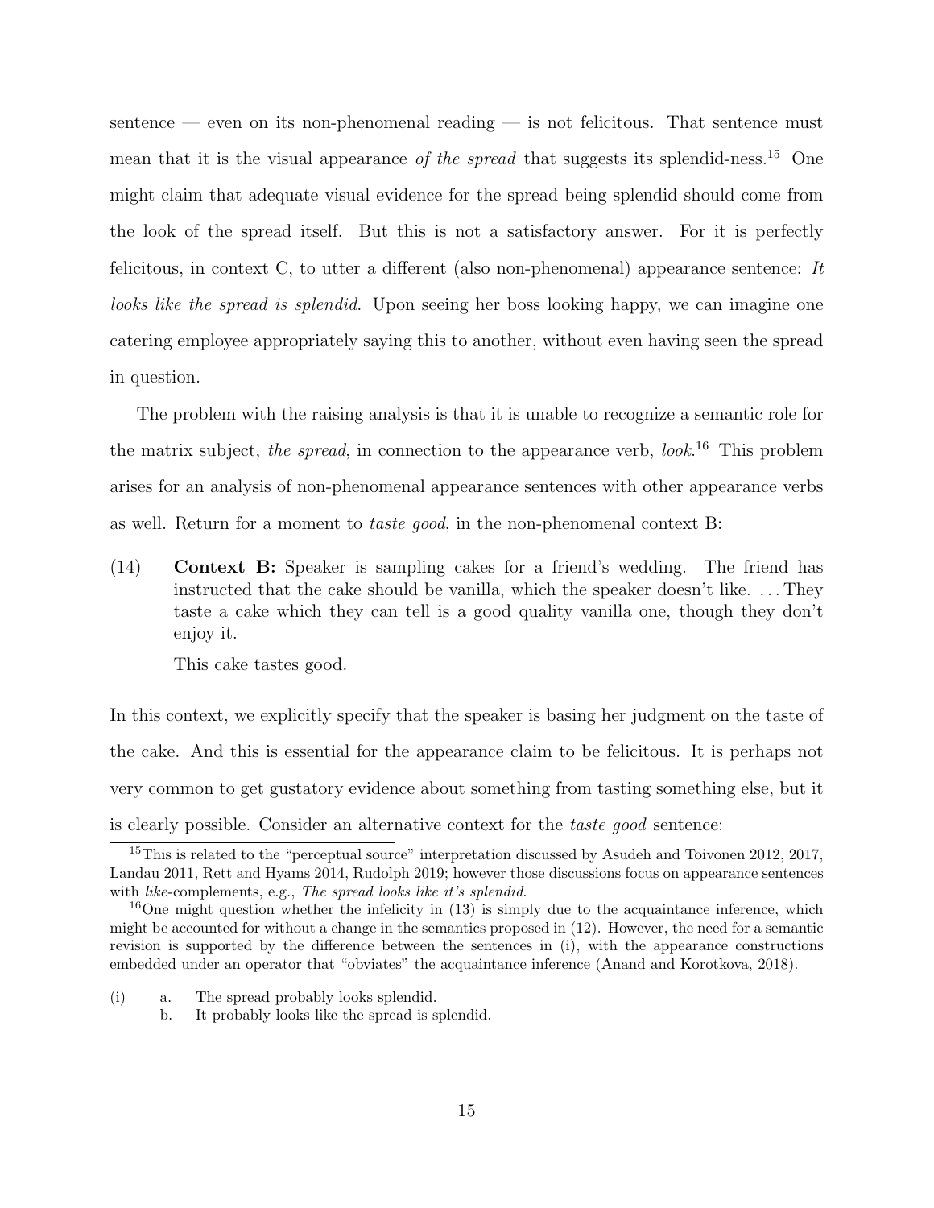sentence — even on its non-phenomenal reading — is not felicitous. That sentence must mean that it is the visual appearance *of the spread* that suggests its splendid-ness.[15] One might claim that adequate visual evidence for the spread being splendid should come from the look of the spread itself. But this is not a satisfactory answer. For it is perfectly felicitous, in context C, to utter a different (also non-phenomenal) appearance sentence: *It looks like the spread is splendid*. Upon seeing her boss looking happy, we can imagine one catering employee appropriately saying this to another, without even having seen the spread in question.

The problem with the raising analysis is that it is unable to recognize a semantic role for the matrix subject, *the spread*, in connection to the appearance verb, *look*.[16] This problem arises for an analysis of non-phenomenal appearance sentences with other appearance verbs as well. Return for a moment to *taste good*, in the non-phenomenal context B:

(14) **Context B:** Speaker is sampling cakes for a friend's wedding. The friend has instructed that the cake should be vanilla, which the speaker doesn't like. ... They taste a cake which they can tell is a good quality vanilla one, though they don't enjoy it.

This cake tastes good.

In this context, we explicitly specify that the speaker is basing her judgment on the taste of the cake. And this is essential for the appearance claim to be felicitous. It is perhaps not very common to get gustatory evidence about something from tasting something else, but it is clearly possible. Consider an alternative context for the *taste good* sentence:

---

[15] This is related to the "perceptual source" interpretation discussed by Asudeh and Toivonen 2012, 2017, Landau 2011, Rett and Hyams 2014, Rudolph 2019; however those discussions focus on appearance sentences with *like*-complements, e.g., *The spread looks like it's splendid*.

[16] One might question whether the infelicity in (13) is simply due to the acquaintance inference, which might be accounted for without a change in the semantics proposed in (12). However, the need for a semantic revision is supported by the difference between the sentences in (i), with the appearance constructions embedded under an operator that "obviates" the acquaintance inference (Anand and Korotkova, 2018).

(i) a. The spread probably looks splendid.
b. It probably looks like the spread is splendid.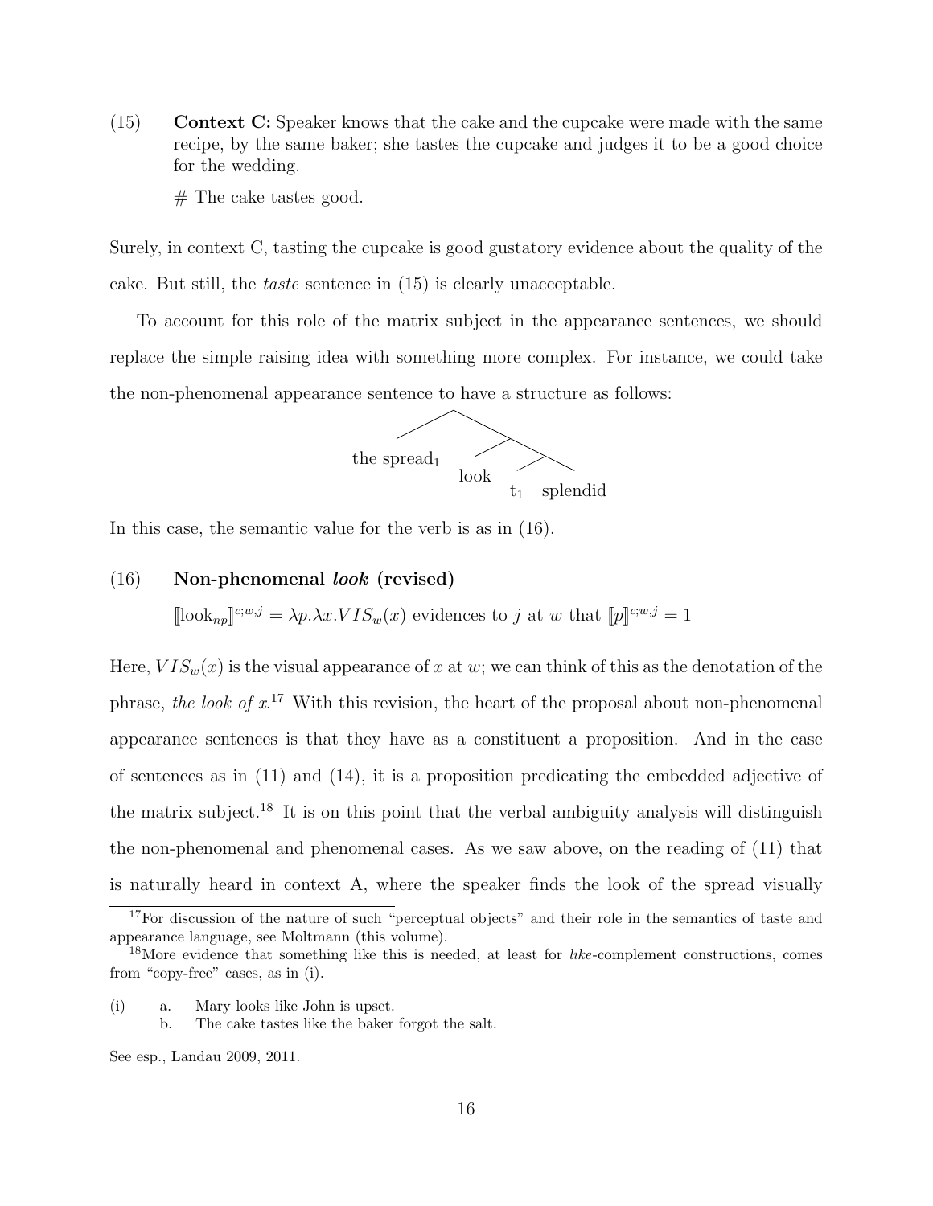(15) **Context C:** Speaker knows that the cake and the cupcake were made with the same recipe, by the same baker; she tastes the cupcake and judges it to be a good choice for the wedding.

# The cake tastes good.

Surely, in context C, tasting the cupcake is good gustatory evidence about the quality of the cake. But still, the *taste* sentence in (15) is clearly unacceptable.

To account for this role of the matrix subject in the appearance sentences, we should replace the simple raising idea with something more complex. For instance, we could take the non-phenomenal appearance sentence to have a structure as follows:

$$[\text{the spread}_1\ [\text{look}\ [t_1\ \text{splendid}]]]$$

In this case, the semantic value for the verb is as in (16).

(16) **Non-phenomenal *look* (revised)**

$[\![\text{look}_{np}]\!]^{c;w,j} = \lambda p.\lambda x.VIS_w(x)$ evidences to $j$ at $w$ that $[\![p]\!]^{c;w,j} = 1$

Here, $VIS_w(x)$ is the visual appearance of $x$ at $w$; we can think of this as the denotation of the phrase, *the look of x*.[17] With this revision, the heart of the proposal about non-phenomenal appearance sentences is that they have as a constituent a proposition. And in the case of sentences as in (11) and (14), it is a proposition predicating the embedded adjective of the matrix subject.[18] It is on this point that the verbal ambiguity analysis will distinguish the non-phenomenal and phenomenal cases. As we saw above, on the reading of (11) that is naturally heard in context A, where the speaker finds the look of the spread visually

---

[17] For discussion of the nature of such "perceptual objects" and their role in the semantics of taste and appearance language, see Moltmann (this volume).

[18] More evidence that something like this is needed, at least for *like*-complement constructions, comes from "copy-free" cases, as in (i).

(i) a. Mary looks like John is upset.
b. The cake tastes like the baker forgot the salt.

See esp., Landau 2009, 2011.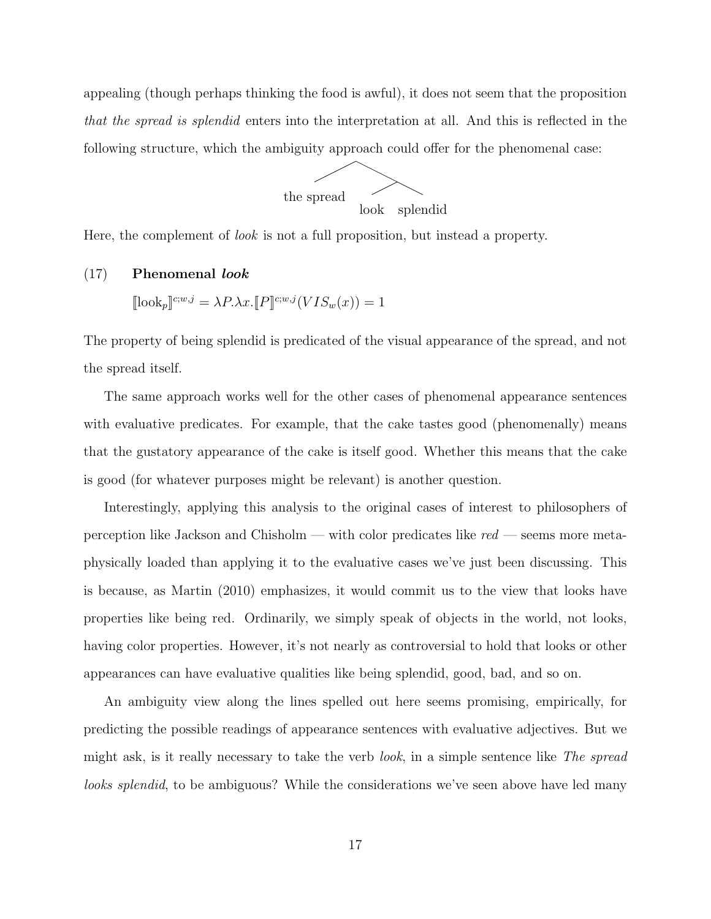appealing (though perhaps thinking the food is awful), it does not seem that the proposition *that the spread is splendid* enters into the interpretation at all. And this is reflected in the following structure, which the ambiguity approach could offer for the phenomenal case:

```
        /\
       /  \
the spread /\
         look splendid
```

Here, the complement of *look* is not a full proposition, but instead a property.

(17) **Phenomenal *look***

$[\![\text{look}_p]\!]^{c;w,j} = \lambda P.\lambda x.[\![P]\!]^{c;w,j}(VIS_w(x)) = 1$

The property of being splendid is predicated of the visual appearance of the spread, and not the spread itself.

The same approach works well for the other cases of phenomenal appearance sentences with evaluative predicates. For example, that the cake tastes good (phenomenally) means that the gustatory appearance of the cake is itself good. Whether this means that the cake is good (for whatever purposes might be relevant) is another question.

Interestingly, applying this analysis to the original cases of interest to philosophers of perception like Jackson and Chisholm — with color predicates like *red* — seems more metaphysically loaded than applying it to the evaluative cases we've just been discussing. This is because, as Martin (2010) emphasizes, it would commit us to the view that looks have properties like being red. Ordinarily, we simply speak of objects in the world, not looks, having color properties. However, it's not nearly as controversial to hold that looks or other appearances can have evaluative qualities like being splendid, good, bad, and so on.

An ambiguity view along the lines spelled out here seems promising, empirically, for predicting the possible readings of appearance sentences with evaluative adjectives. But we might ask, is it really necessary to take the verb *look*, in a simple sentence like *The spread looks splendid*, to be ambiguous? While the considerations we've seen above have led many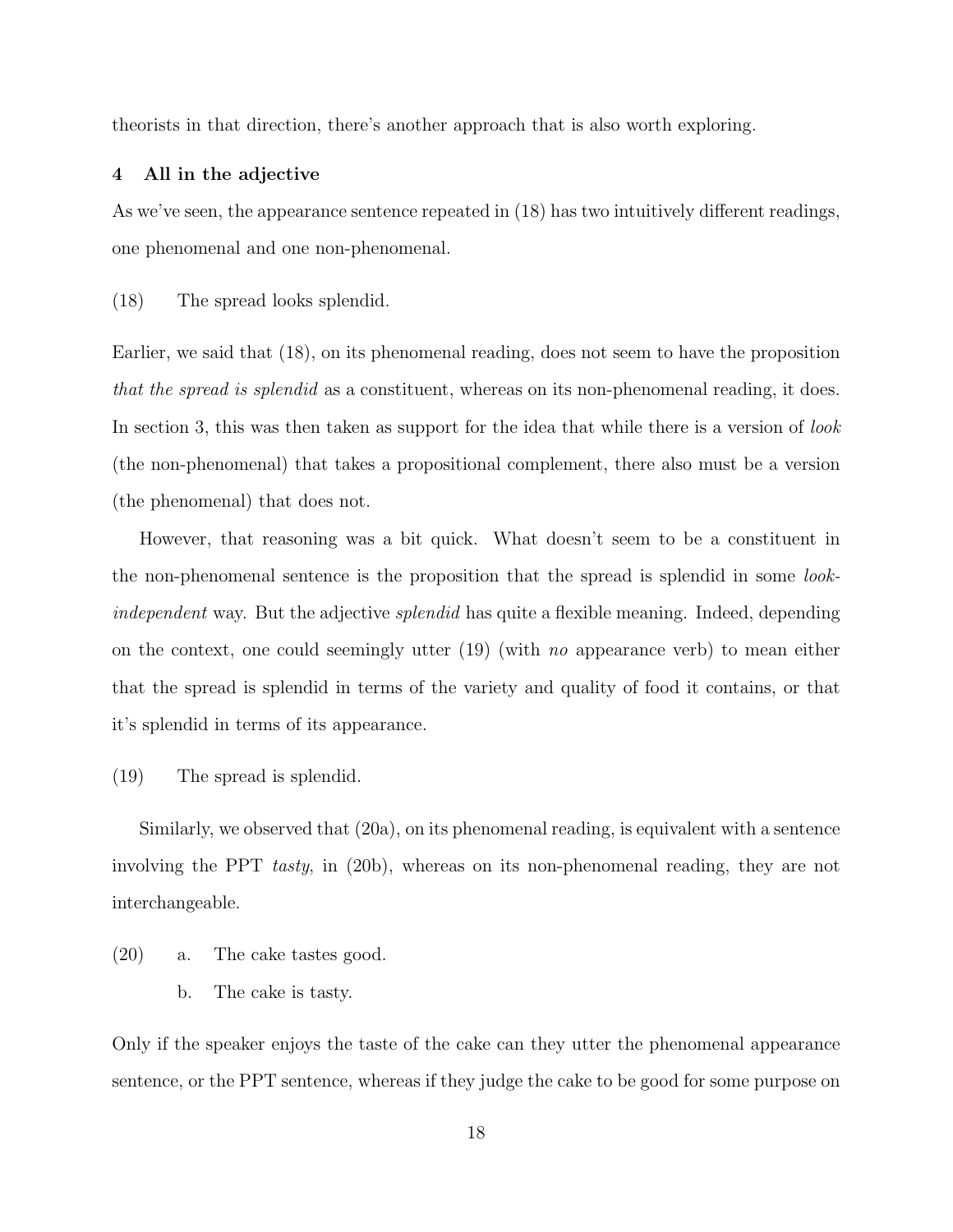theorists in that direction, there's another approach that is also worth exploring.

## 4 All in the adjective

As we've seen, the appearance sentence repeated in (18) has two intuitively different readings, one phenomenal and one non-phenomenal.

(18) The spread looks splendid.

Earlier, we said that (18), on its phenomenal reading, does not seem to have the proposition *that the spread is splendid* as a constituent, whereas on its non-phenomenal reading, it does. In section 3, this was then taken as support for the idea that while there is a version of *look* (the non-phenomenal) that takes a propositional complement, there also must be a version (the phenomenal) that does not.

However, that reasoning was a bit quick. What doesn't seem to be a constituent in the non-phenomenal sentence is the proposition that the spread is splendid in some *look-independent* way. But the adjective *splendid* has quite a flexible meaning. Indeed, depending on the context, one could seemingly utter (19) (with *no* appearance verb) to mean either that the spread is splendid in terms of the variety and quality of food it contains, or that it's splendid in terms of its appearance.

(19) The spread is splendid.

Similarly, we observed that (20a), on its phenomenal reading, is equivalent with a sentence involving the PPT *tasty*, in (20b), whereas on its non-phenomenal reading, they are not interchangeable.

(20) a. The cake tastes good.

b. The cake is tasty.

Only if the speaker enjoys the taste of the cake can they utter the phenomenal appearance sentence, or the PPT sentence, whereas if they judge the cake to be good for some purpose on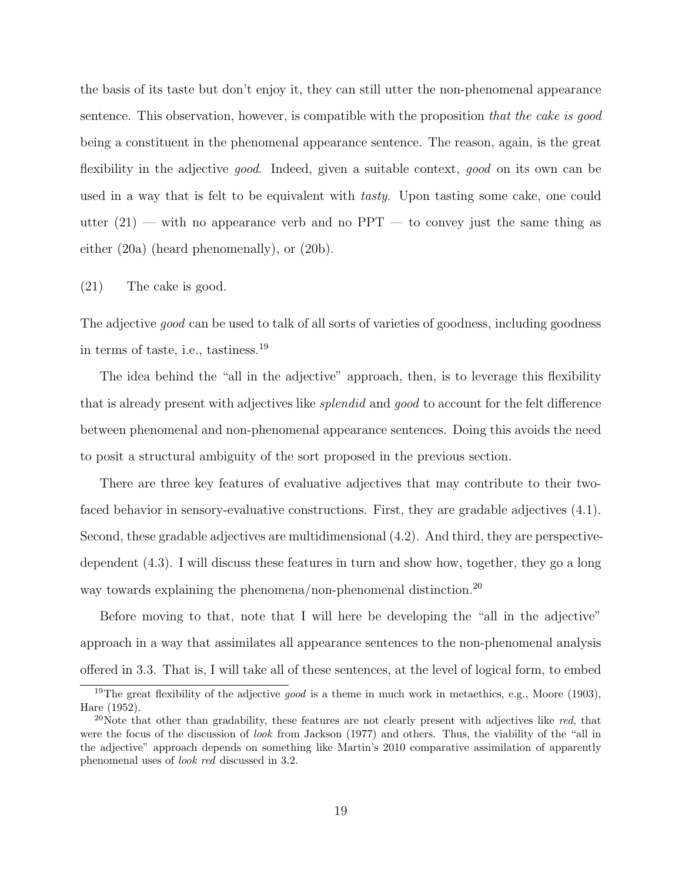the basis of its taste but don't enjoy it, they can still utter the non-phenomenal appearance sentence. This observation, however, is compatible with the proposition *that the cake is good* being a constituent in the phenomenal appearance sentence. The reason, again, is the great flexibility in the adjective *good*. Indeed, given a suitable context, *good* on its own can be used in a way that is felt to be equivalent with *tasty*. Upon tasting some cake, one could utter (21) — with no appearance verb and no PPT — to convey just the same thing as either (20a) (heard phenomenally), or (20b).

(21) The cake is good.

The adjective *good* can be used to talk of all sorts of varieties of goodness, including goodness in terms of taste, i.e., tastiness.[19]

The idea behind the "all in the adjective" approach, then, is to leverage this flexibility that is already present with adjectives like *splendid* and *good* to account for the felt difference between phenomenal and non-phenomenal appearance sentences. Doing this avoids the need to posit a structural ambiguity of the sort proposed in the previous section.

There are three key features of evaluative adjectives that may contribute to their two-faced behavior in sensory-evaluative constructions. First, they are gradable adjectives (4.1). Second, these gradable adjectives are multidimensional (4.2). And third, they are perspective-dependent (4.3). I will discuss these features in turn and show how, together, they go a long way towards explaining the phenomena/non-phenomenal distinction.[20]

Before moving to that, note that I will here be developing the "all in the adjective" approach in a way that assimilates all appearance sentences to the non-phenomenal analysis offered in 3.3. That is, I will take all of these sentences, at the level of logical form, to embed

[19]The great flexibility of the adjective *good* is a theme in much work in metaethics, e.g., Moore (1903), Hare (1952).

[20]Note that other than gradability, these features are not clearly present with adjectives like *red*, that were the focus of the discussion of *look* from Jackson (1977) and others. Thus, the viability of the "all in the adjective" approach depends on something like Martin's 2010 comparative assimilation of apparently phenomenal uses of *look red* discussed in 3.2.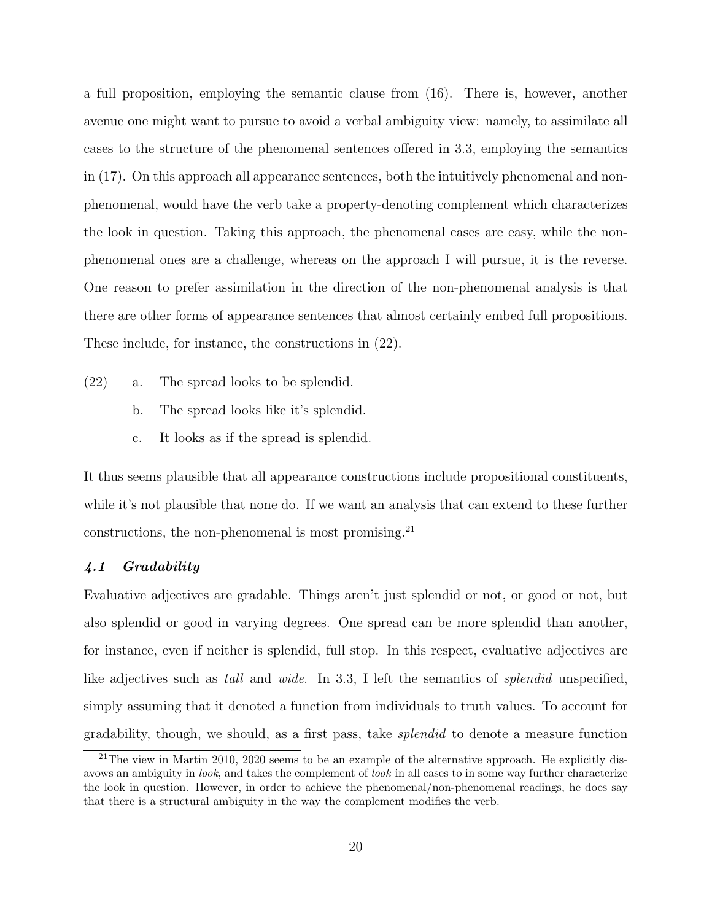a full proposition, employing the semantic clause from (16). There is, however, another avenue one might want to pursue to avoid a verbal ambiguity view: namely, to assimilate all cases to the structure of the phenomenal sentences offered in 3.3, employing the semantics in (17). On this approach all appearance sentences, both the intuitively phenomenal and non-phenomenal, would have the verb take a property-denoting complement which characterizes the look in question. Taking this approach, the phenomenal cases are easy, while the non-phenomenal ones are a challenge, whereas on the approach I will pursue, it is the reverse. One reason to prefer assimilation in the direction of the non-phenomenal analysis is that there are other forms of appearance sentences that almost certainly embed full propositions. These include, for instance, the constructions in (22).

(22) a. The spread looks to be splendid.

b. The spread looks like it's splendid.

c. It looks as if the spread is splendid.

It thus seems plausible that all appearance constructions include propositional constituents, while it's not plausible that none do. If we want an analysis that can extend to these further constructions, the non-phenomenal is most promising.[21]

### *4.1 Gradability*

Evaluative adjectives are gradable. Things aren't just splendid or not, or good or not, but also splendid or good in varying degrees. One spread can be more splendid than another, for instance, even if neither is splendid, full stop. In this respect, evaluative adjectives are like adjectives such as *tall* and *wide*. In 3.3, I left the semantics of *splendid* unspecified, simply assuming that it denoted a function from individuals to truth values. To account for gradability, though, we should, as a first pass, take *splendid* to denote a measure function

[21] The view in Martin 2010, 2020 seems to be an example of the alternative approach. He explicitly disavows an ambiguity in *look*, and takes the complement of *look* in all cases to in some way further characterize the look in question. However, in order to achieve the phenomenal/non-phenomenal readings, he does say that there is a structural ambiguity in the way the complement modifies the verb.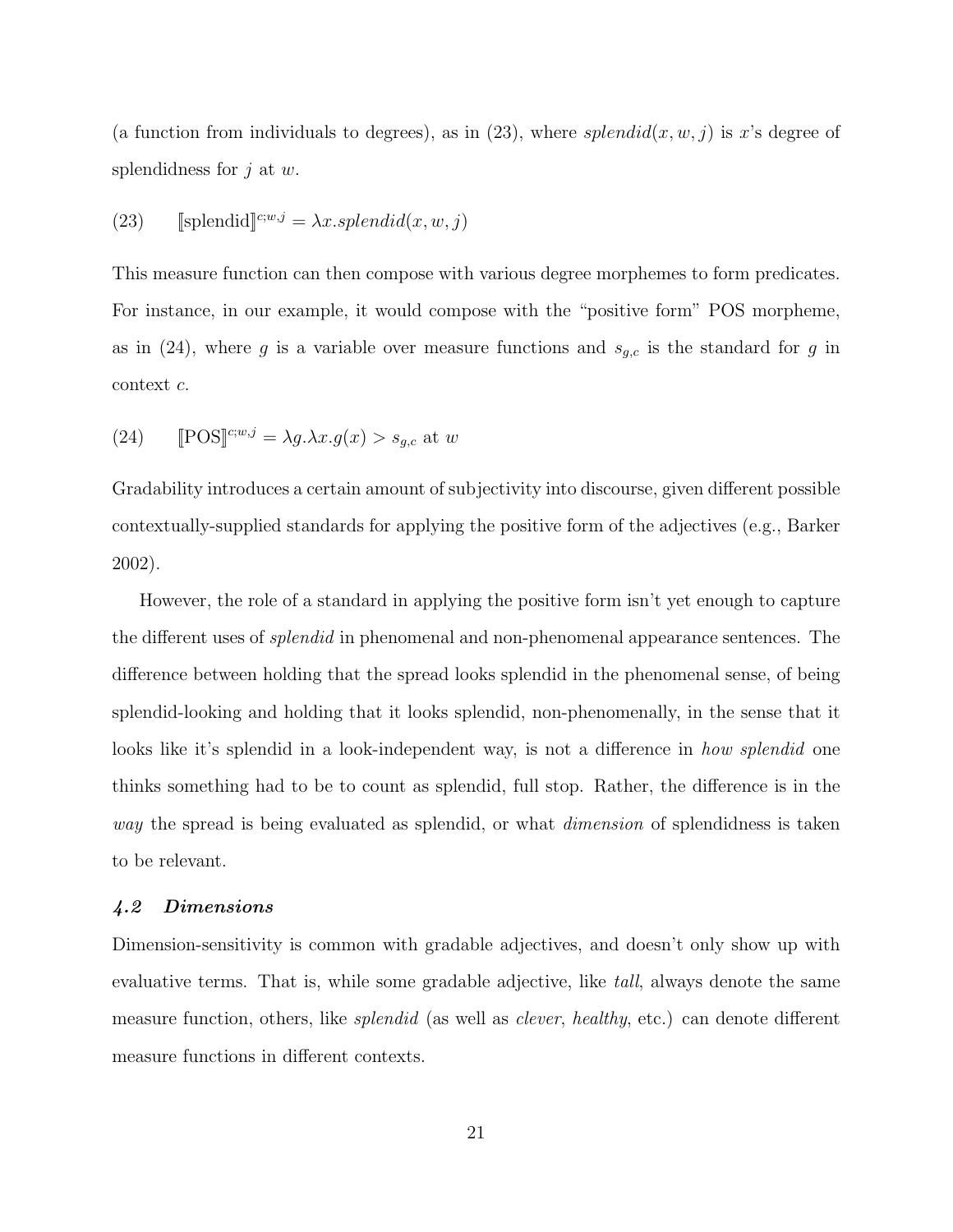(a function from individuals to degrees), as in (23), where $splendid(x, w, j)$ is $x$'s degree of splendidness for $j$ at $w$.

(23) $[\![\text{splendid}]\!]^{c;w,j} = \lambda x.splendid(x, w, j)$

This measure function can then compose with various degree morphemes to form predicates. For instance, in our example, it would compose with the "positive form" POS morpheme, as in (24), where $g$ is a variable over measure functions and $s_{g,c}$ is the standard for $g$ in context $c$.

(24) $[\![\text{POS}]\!]^{c;w,j} = \lambda g.\lambda x.g(x) > s_{g,c}$ at $w$

Gradability introduces a certain amount of subjectivity into discourse, given different possible contextually-supplied standards for applying the positive form of the adjectives (e.g., Barker 2002).

However, the role of a standard in applying the positive form isn't yet enough to capture the different uses of *splendid* in phenomenal and non-phenomenal appearance sentences. The difference between holding that the spread looks splendid in the phenomenal sense, of being splendid-looking and holding that it looks splendid, non-phenomenally, in the sense that it looks like it's splendid in a look-independent way, is not a difference in *how splendid* one thinks something had to be to count as splendid, full stop. Rather, the difference is in the *way* the spread is being evaluated as splendid, or what *dimension* of splendidness is taken to be relevant.

### *4.2 Dimensions*

Dimension-sensitivity is common with gradable adjectives, and doesn't only show up with evaluative terms. That is, while some gradable adjective, like *tall*, always denote the same measure function, others, like *splendid* (as well as *clever*, *healthy*, etc.) can denote different measure functions in different contexts.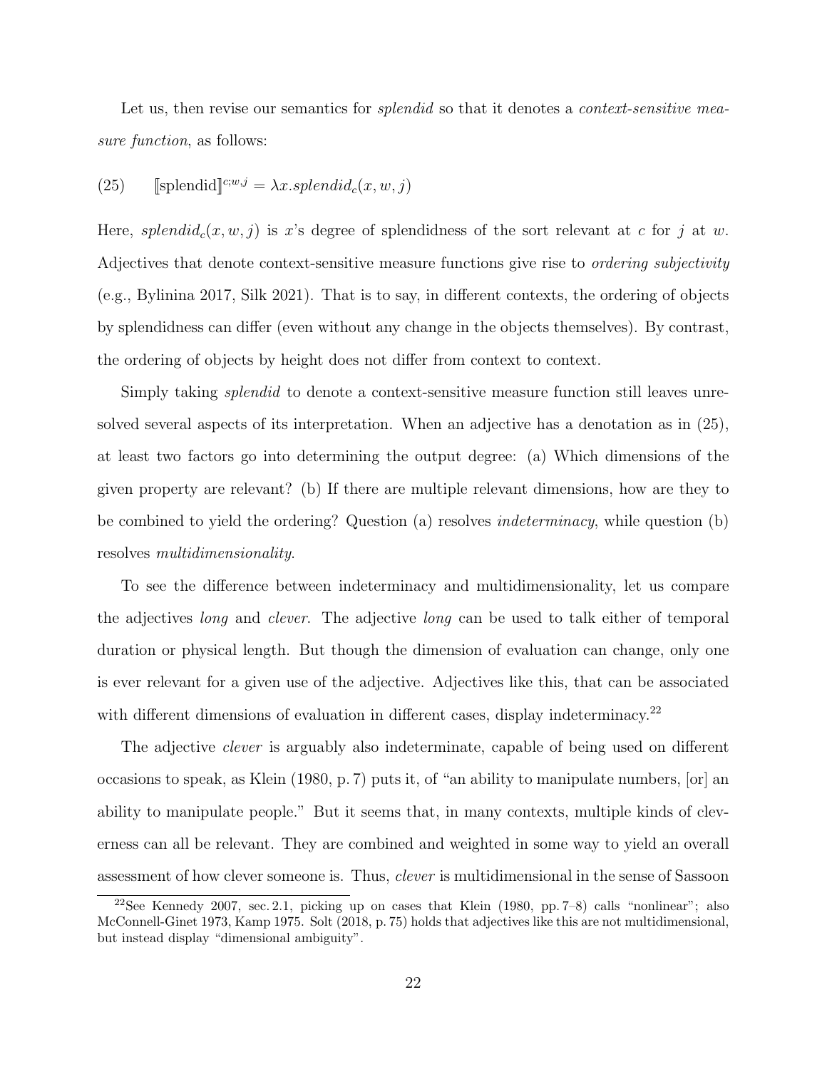Let us, then revise our semantics for *splendid* so that it denotes a *context-sensitive measure function*, as follows:

(25) $[\![\text{splendid}]\!]^{c;w,j} = \lambda x.splendid_c(x, w, j)$

Here, $splendid_c(x, w, j)$ is $x$'s degree of splendidness of the sort relevant at $c$ for $j$ at $w$. Adjectives that denote context-sensitive measure functions give rise to *ordering subjectivity* (e.g., Bylinina 2017, Silk 2021). That is to say, in different contexts, the ordering of objects by splendidness can differ (even without any change in the objects themselves). By contrast, the ordering of objects by height does not differ from context to context.

Simply taking *splendid* to denote a context-sensitive measure function still leaves unresolved several aspects of its interpretation. When an adjective has a denotation as in (25), at least two factors go into determining the output degree: (a) Which dimensions of the given property are relevant? (b) If there are multiple relevant dimensions, how are they to be combined to yield the ordering? Question (a) resolves *indeterminacy*, while question (b) resolves *multidimensionality*.

To see the difference between indeterminacy and multidimensionality, let us compare the adjectives *long* and *clever*. The adjective *long* can be used to talk either of temporal duration or physical length. But though the dimension of evaluation can change, only one is ever relevant for a given use of the adjective. Adjectives like this, that can be associated with different dimensions of evaluation in different cases, display indeterminacy.[22]

The adjective *clever* is arguably also indeterminate, capable of being used on different occasions to speak, as Klein (1980, p. 7) puts it, of "an ability to manipulate numbers, [or] an ability to manipulate people." But it seems that, in many contexts, multiple kinds of cleverness can all be relevant. They are combined and weighted in some way to yield an overall assessment of how clever someone is. Thus, *clever* is multidimensional in the sense of Sassoon

[22] See Kennedy 2007, sec. 2.1, picking up on cases that Klein (1980, pp. 7–8) calls "nonlinear"; also McConnell-Ginet 1973, Kamp 1975. Solt (2018, p. 75) holds that adjectives like this are not multidimensional, but instead display "dimensional ambiguity".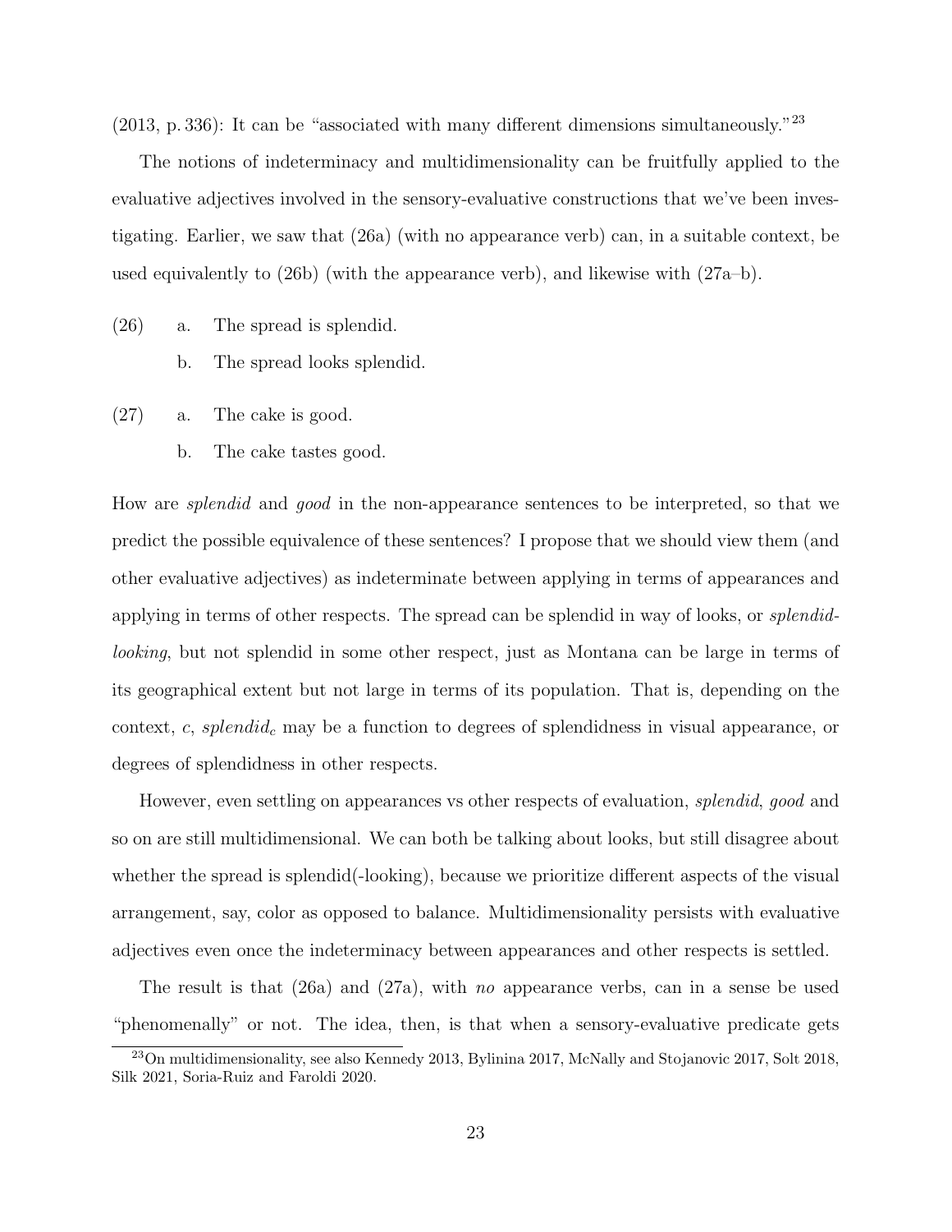(2013, p. 336): It can be "associated with many different dimensions simultaneously."[23]

The notions of indeterminacy and multidimensionality can be fruitfully applied to the evaluative adjectives involved in the sensory-evaluative constructions that we've been investigating. Earlier, we saw that (26a) (with no appearance verb) can, in a suitable context, be used equivalently to (26b) (with the appearance verb), and likewise with (27a–b).

(26) a. The spread is splendid.

b. The spread looks splendid.

(27) a. The cake is good.

b. The cake tastes good.

How are *splendid* and *good* in the non-appearance sentences to be interpreted, so that we predict the possible equivalence of these sentences? I propose that we should view them (and other evaluative adjectives) as indeterminate between applying in terms of appearances and applying in terms of other respects. The spread can be splendid in way of looks, or *splendid-looking*, but not splendid in some other respect, just as Montana can be large in terms of its geographical extent but not large in terms of its population. That is, depending on the context, $c$, $splendid_c$ may be a function to degrees of splendidness in visual appearance, or degrees of splendidness in other respects.

However, even settling on appearances vs other respects of evaluation, *splendid*, *good* and so on are still multidimensional. We can both be talking about looks, but still disagree about whether the spread is splendid(-looking), because we prioritize different aspects of the visual arrangement, say, color as opposed to balance. Multidimensionality persists with evaluative adjectives even once the indeterminacy between appearances and other respects is settled.

The result is that (26a) and (27a), with *no* appearance verbs, can in a sense be used "phenomenally" or not. The idea, then, is that when a sensory-evaluative predicate gets

[23] On multidimensionality, see also Kennedy 2013, Bylinina 2017, McNally and Stojanovic 2017, Solt 2018, Silk 2021, Soria-Ruiz and Faroldi 2020.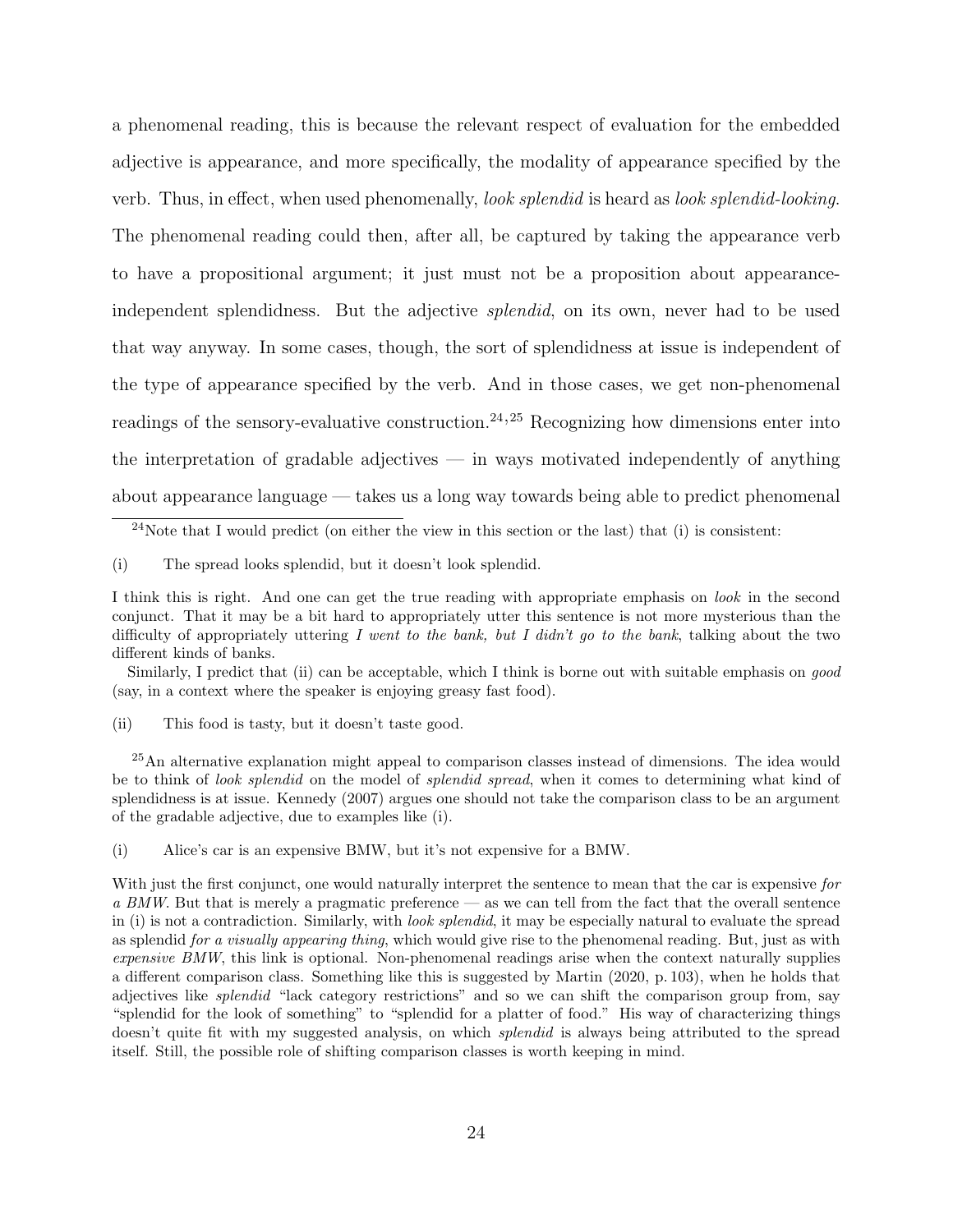a phenomenal reading, this is because the relevant respect of evaluation for the embedded adjective is appearance, and more specifically, the modality of appearance specified by the verb. Thus, in effect, when used phenomenally, *look splendid* is heard as *look splendid-looking*. The phenomenal reading could then, after all, be captured by taking the appearance verb to have a propositional argument; it just must not be a proposition about appearance-independent splendidness. But the adjective *splendid*, on its own, never had to be used that way anyway. In some cases, though, the sort of splendidness at issue is independent of the type of appearance specified by the verb. And in those cases, we get non-phenomenal readings of the sensory-evaluative construction.[24,25] Recognizing how dimensions enter into the interpretation of gradable adjectives — in ways motivated independently of anything about appearance language — takes us a long way towards being able to predict phenomenal

---

[24] Note that I would predict (on either the view in this section or the last) that (i) is consistent:

(i) The spread looks splendid, but it doesn't look splendid.

I think this is right. And one can get the true reading with appropriate emphasis on *look* in the second conjunct. That it may be a bit hard to appropriately utter this sentence is not more mysterious than the difficulty of appropriately uttering *I went to the bank, but I didn't go to the bank*, talking about the two different kinds of banks.

Similarly, I predict that (ii) can be acceptable, which I think is borne out with suitable emphasis on *good* (say, in a context where the speaker is enjoying greasy fast food).

(ii) This food is tasty, but it doesn't taste good.

[25] An alternative explanation might appeal to comparison classes instead of dimensions. The idea would be to think of *look splendid* on the model of *splendid spread*, when it comes to determining what kind of splendidness is at issue. Kennedy (2007) argues one should not take the comparison class to be an argument of the gradable adjective, due to examples like (i).

(i) Alice's car is an expensive BMW, but it's not expensive for a BMW.

With just the first conjunct, one would naturally interpret the sentence to mean that the car is expensive *for a BMW*. But that is merely a pragmatic preference — as we can tell from the fact that the overall sentence in (i) is not a contradiction. Similarly, with *look splendid*, it may be especially natural to evaluate the spread as splendid *for a visually appearing thing*, which would give rise to the phenomenal reading. But, just as with *expensive BMW*, this link is optional. Non-phenomenal readings arise when the context naturally supplies a different comparison class. Something like this is suggested by Martin (2020, p. 103), when he holds that adjectives like *splendid* "lack category restrictions" and so we can shift the comparison group from, say "splendid for the look of something" to "splendid for a platter of food." His way of characterizing things doesn't quite fit with my suggested analysis, on which *splendid* is always being attributed to the spread itself. Still, the possible role of shifting comparison classes is worth keeping in mind.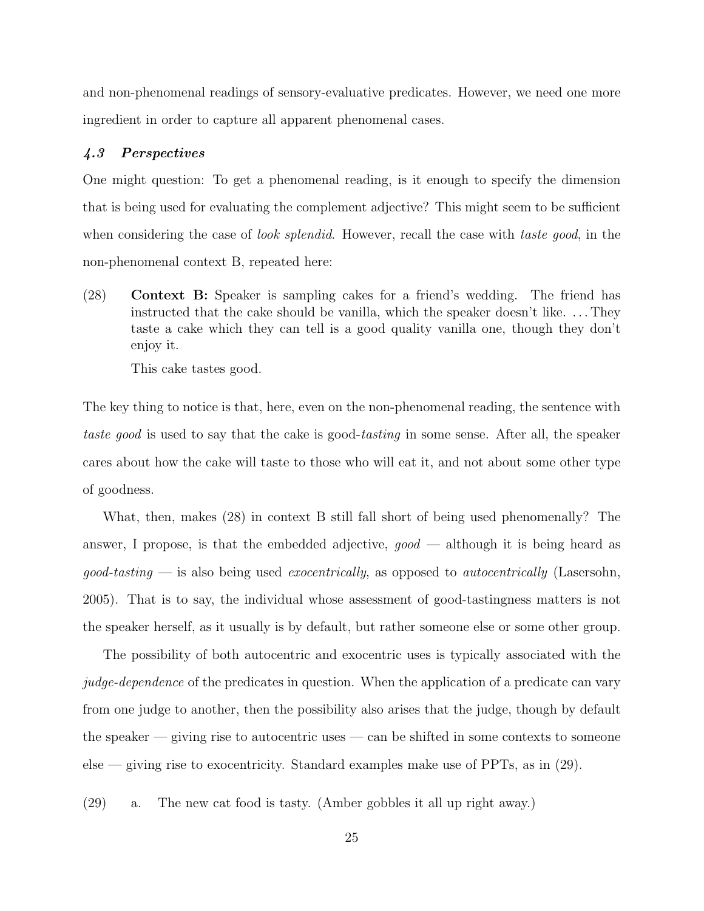and non-phenomenal readings of sensory-evaluative predicates. However, we need one more ingredient in order to capture all apparent phenomenal cases.

### *4.3 Perspectives*

One might question: To get a phenomenal reading, is it enough to specify the dimension that is being used for evaluating the complement adjective? This might seem to be sufficient when considering the case of *look splendid*. However, recall the case with *taste good*, in the non-phenomenal context B, repeated here:

(28) **Context B:** Speaker is sampling cakes for a friend's wedding. The friend has instructed that the cake should be vanilla, which the speaker doesn't like. . . . They taste a cake which they can tell is a good quality vanilla one, though they don't enjoy it.

This cake tastes good.

The key thing to notice is that, here, even on the non-phenomenal reading, the sentence with *taste good* is used to say that the cake is good-*tasting* in some sense. After all, the speaker cares about how the cake will taste to those who will eat it, and not about some other type of goodness.

What, then, makes (28) in context B still fall short of being used phenomenally? The answer, I propose, is that the embedded adjective, *good* — although it is being heard as *good-tasting* — is also being used *exocentrically*, as opposed to *autocentrically* (Lasersohn, 2005). That is to say, the individual whose assessment of good-tastingness matters is not the speaker herself, as it usually is by default, but rather someone else or some other group.

The possibility of both autocentric and exocentric uses is typically associated with the *judge-dependence* of the predicates in question. When the application of a predicate can vary from one judge to another, then the possibility also arises that the judge, though by default the speaker — giving rise to autocentric uses — can be shifted in some contexts to someone else — giving rise to exocentricity. Standard examples make use of PPTs, as in (29).

(29) a. The new cat food is tasty. (Amber gobbles it all up right away.)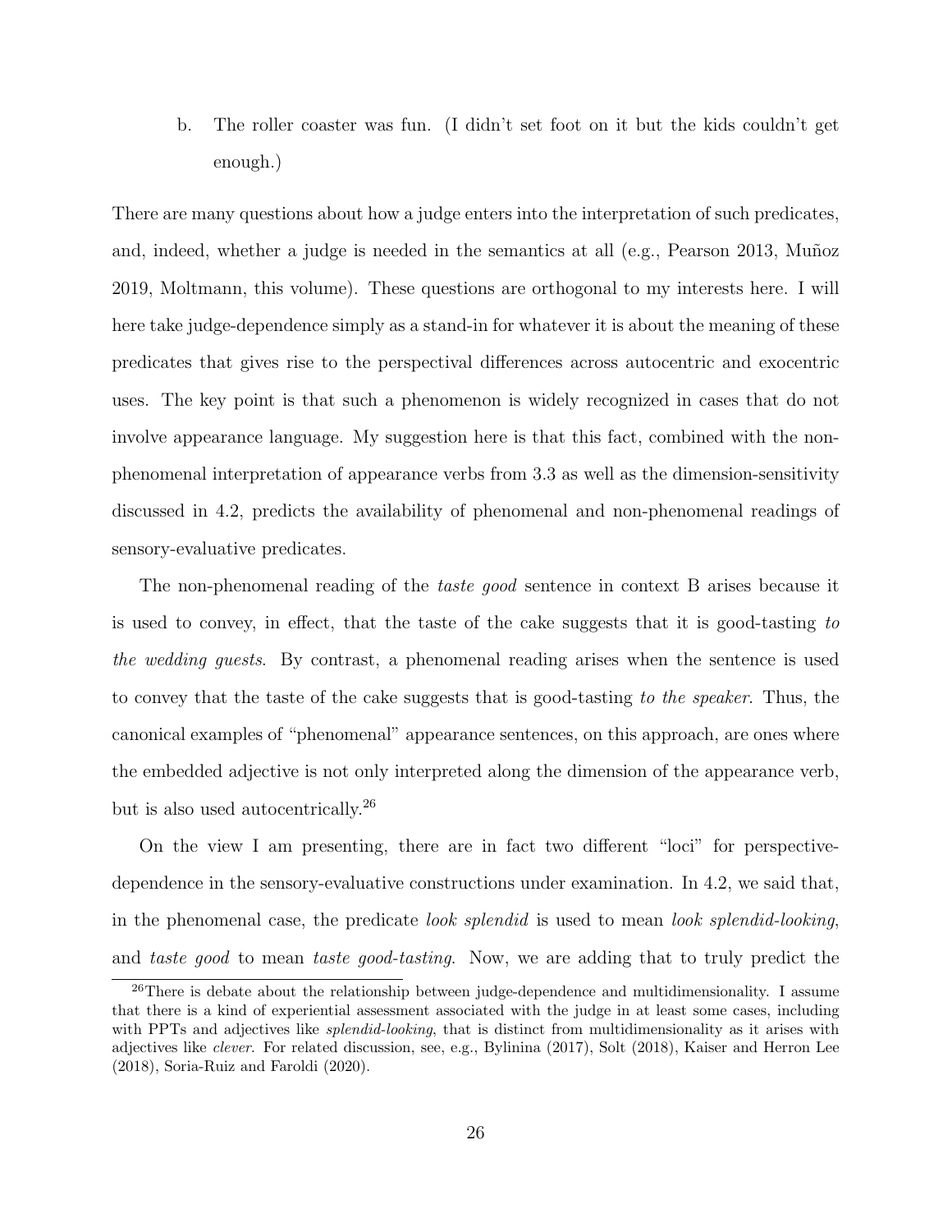b. The roller coaster was fun. (I didn't set foot on it but the kids couldn't get enough.)

There are many questions about how a judge enters into the interpretation of such predicates, and, indeed, whether a judge is needed in the semantics at all (e.g., Pearson 2013, Muñoz 2019, Moltmann, this volume). These questions are orthogonal to my interests here. I will here take judge-dependence simply as a stand-in for whatever it is about the meaning of these predicates that gives rise to the perspectival differences across autocentric and exocentric uses. The key point is that such a phenomenon is widely recognized in cases that do not involve appearance language. My suggestion here is that this fact, combined with the non-phenomenal interpretation of appearance verbs from 3.3 as well as the dimension-sensitivity discussed in 4.2, predicts the availability of phenomenal and non-phenomenal readings of sensory-evaluative predicates.

The non-phenomenal reading of the *taste good* sentence in context B arises because it is used to convey, in effect, that the taste of the cake suggests that it is good-tasting *to the wedding guests*. By contrast, a phenomenal reading arises when the sentence is used to convey that the taste of the cake suggests that is good-tasting *to the speaker*. Thus, the canonical examples of "phenomenal" appearance sentences, on this approach, are ones where the embedded adjective is not only interpreted along the dimension of the appearance verb, but is also used autocentrically.[26]

On the view I am presenting, there are in fact two different "loci" for perspective-dependence in the sensory-evaluative constructions under examination. In 4.2, we said that, in the phenomenal case, the predicate *look splendid* is used to mean *look splendid-looking*, and *taste good* to mean *taste good-tasting*. Now, we are adding that to truly predict the

[26]There is debate about the relationship between judge-dependence and multidimensionality. I assume that there is a kind of experiential assessment associated with the judge in at least some cases, including with PPTs and adjectives like *splendid-looking*, that is distinct from multidimensionality as it arises with adjectives like *clever*. For related discussion, see, e.g., Bylinina (2017), Solt (2018), Kaiser and Herron Lee (2018), Soria-Ruiz and Faroldi (2020).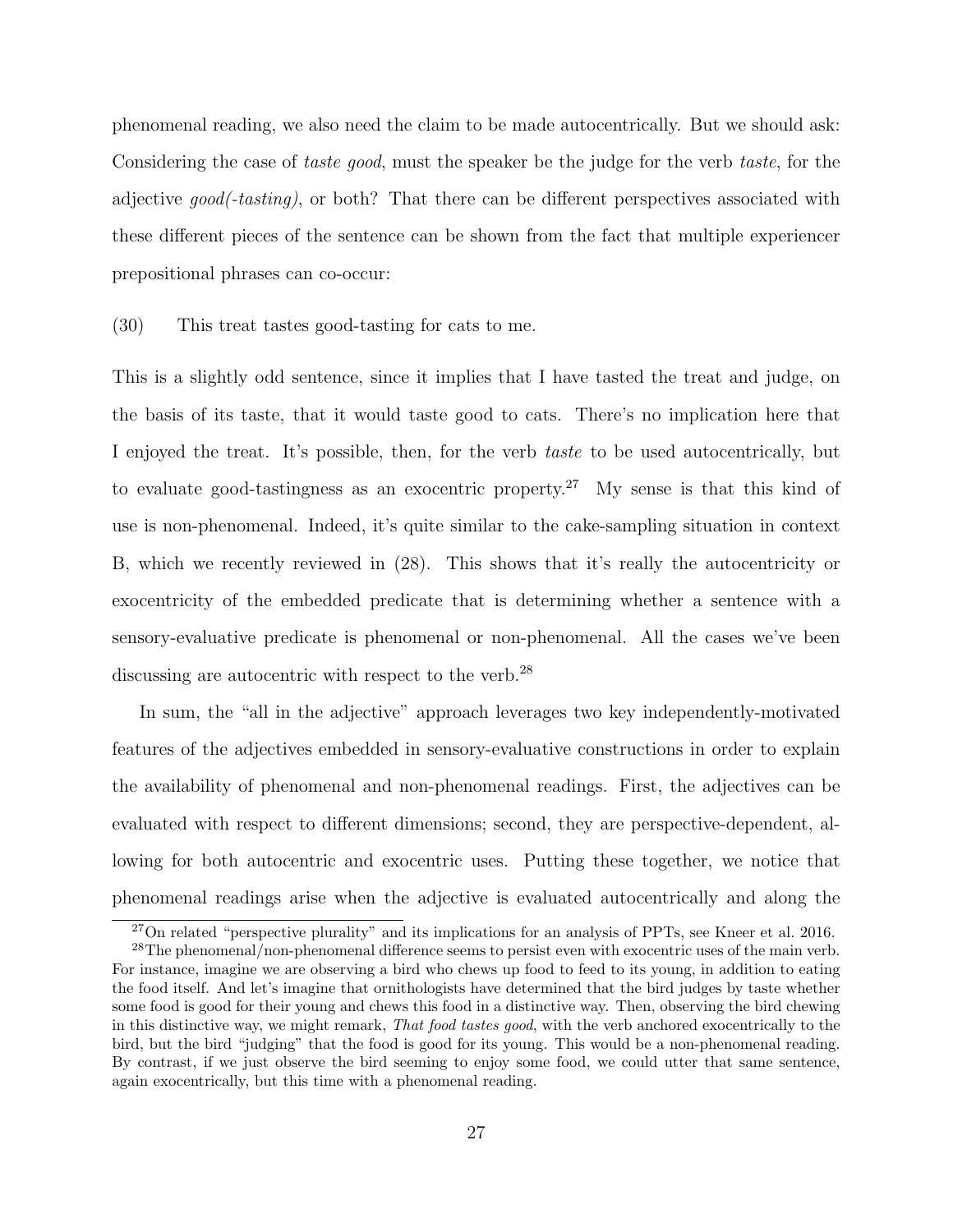phenomenal reading, we also need the claim to be made autocentrically. But we should ask: Considering the case of *taste good*, must the speaker be the judge for the verb *taste*, for the adjective *good(-tasting)*, or both? That there can be different perspectives associated with these different pieces of the sentence can be shown from the fact that multiple experiencer prepositional phrases can co-occur:

(30) This treat tastes good-tasting for cats to me.

This is a slightly odd sentence, since it implies that I have tasted the treat and judge, on the basis of its taste, that it would taste good to cats. There's no implication here that I enjoyed the treat. It's possible, then, for the verb *taste* to be used autocentrically, but to evaluate good-tastingness as an exocentric property.[27] My sense is that this kind of use is non-phenomenal. Indeed, it's quite similar to the cake-sampling situation in context B, which we recently reviewed in (28). This shows that it's really the autocentricity or exocentricity of the embedded predicate that is determining whether a sentence with a sensory-evaluative predicate is phenomenal or non-phenomenal. All the cases we've been discussing are autocentric with respect to the verb.[28]

In sum, the "all in the adjective" approach leverages two key independently-motivated features of the adjectives embedded in sensory-evaluative constructions in order to explain the availability of phenomenal and non-phenomenal readings. First, the adjectives can be evaluated with respect to different dimensions; second, they are perspective-dependent, allowing for both autocentric and exocentric uses. Putting these together, we notice that phenomenal readings arise when the adjective is evaluated autocentrically and along the

[27] On related "perspective plurality" and its implications for an analysis of PPTs, see Kneer et al. 2016.

[28] The phenomenal/non-phenomenal difference seems to persist even with exocentric uses of the main verb. For instance, imagine we are observing a bird who chews up food to feed to its young, in addition to eating the food itself. And let's imagine that ornithologists have determined that the bird judges by taste whether some food is good for their young and chews this food in a distinctive way. Then, observing the bird chewing in this distinctive way, we might remark, *That food tastes good*, with the verb anchored exocentrically to the bird, but the bird "judging" that the food is good for its young. This would be a non-phenomenal reading. By contrast, if we just observe the bird seeming to enjoy some food, we could utter that same sentence, again exocentrically, but this time with a phenomenal reading.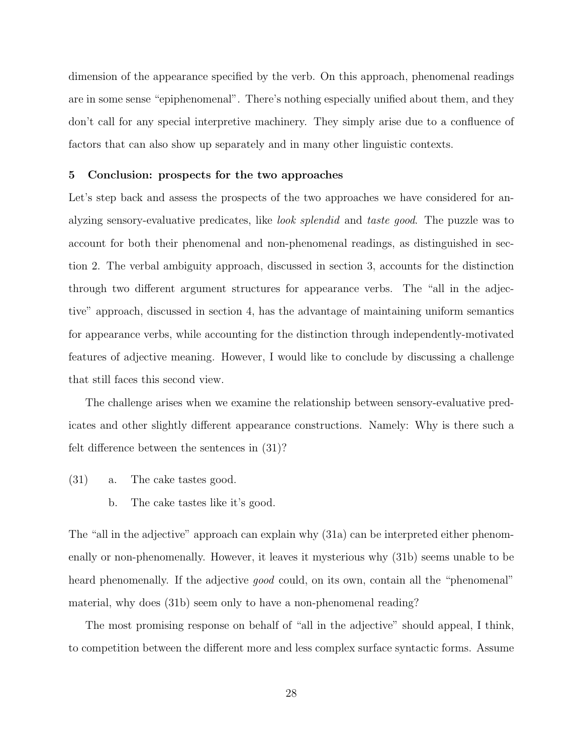dimension of the appearance specified by the verb. On this approach, phenomenal readings are in some sense "epiphenomenal". There's nothing especially unified about them, and they don't call for any special interpretive machinery. They simply arise due to a confluence of factors that can also show up separately and in many other linguistic contexts.

## 5 Conclusion: prospects for the two approaches

Let's step back and assess the prospects of the two approaches we have considered for analyzing sensory-evaluative predicates, like *look splendid* and *taste good*. The puzzle was to account for both their phenomenal and non-phenomenal readings, as distinguished in section 2. The verbal ambiguity approach, discussed in section 3, accounts for the distinction through two different argument structures for appearance verbs. The "all in the adjective" approach, discussed in section 4, has the advantage of maintaining uniform semantics for appearance verbs, while accounting for the distinction through independently-motivated features of adjective meaning. However, I would like to conclude by discussing a challenge that still faces this second view.

The challenge arises when we examine the relationship between sensory-evaluative predicates and other slightly different appearance constructions. Namely: Why is there such a felt difference between the sentences in (31)?

(31) a. The cake tastes good.

b. The cake tastes like it's good.

The "all in the adjective" approach can explain why (31a) can be interpreted either phenomenally or non-phenomenally. However, it leaves it mysterious why (31b) seems unable to be heard phenomenally. If the adjective *good* could, on its own, contain all the "phenomenal" material, why does (31b) seem only to have a non-phenomenal reading?

The most promising response on behalf of "all in the adjective" should appeal, I think, to competition between the different more and less complex surface syntactic forms. Assume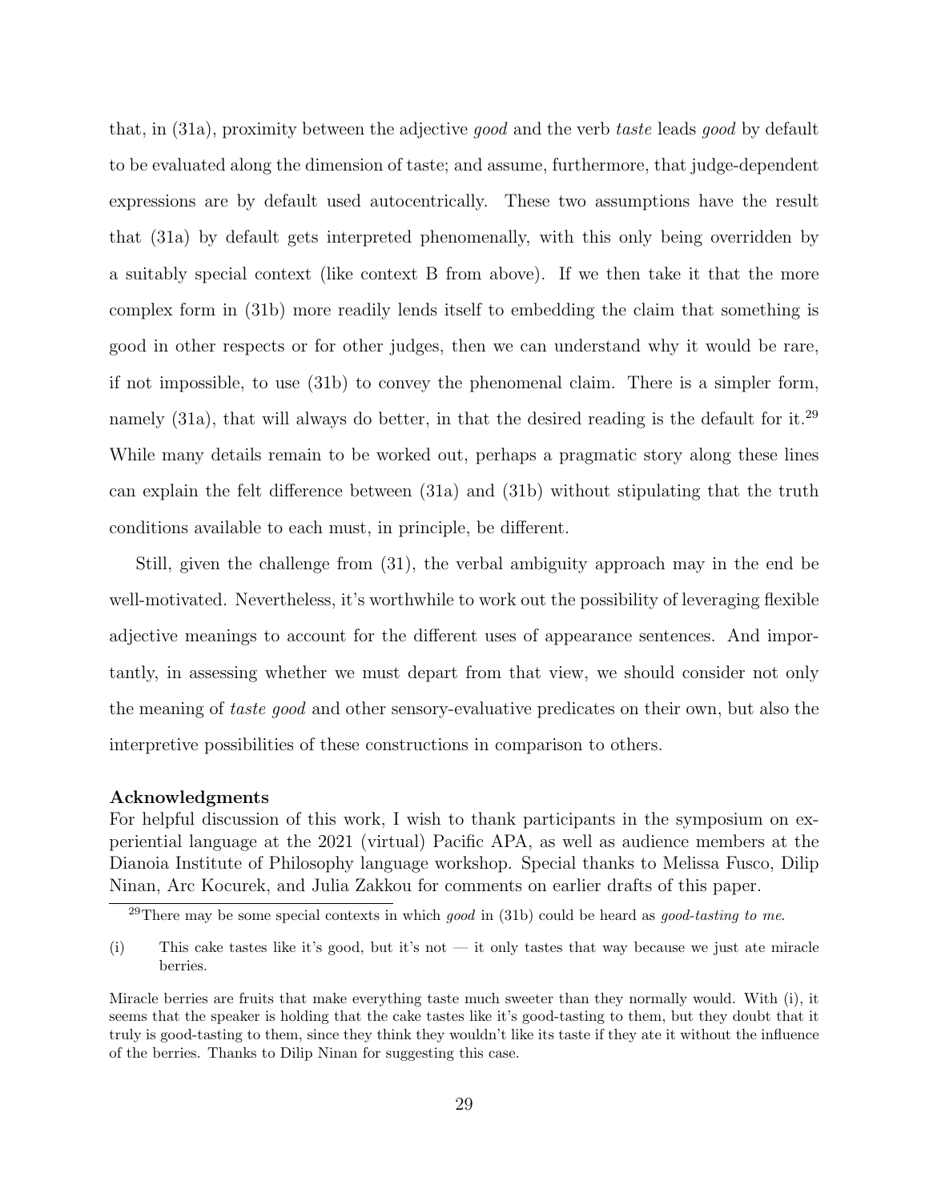that, in (31a), proximity between the adjective *good* and the verb *taste* leads *good* by default to be evaluated along the dimension of taste; and assume, furthermore, that judge-dependent expressions are by default used autocentrically. These two assumptions have the result that (31a) by default gets interpreted phenomenally, with this only being overridden by a suitably special context (like context B from above). If we then take it that the more complex form in (31b) more readily lends itself to embedding the claim that something is good in other respects or for other judges, then we can understand why it would be rare, if not impossible, to use (31b) to convey the phenomenal claim. There is a simpler form, namely (31a), that will always do better, in that the desired reading is the default for it.[29] While many details remain to be worked out, perhaps a pragmatic story along these lines can explain the felt difference between (31a) and (31b) without stipulating that the truth conditions available to each must, in principle, be different.

Still, given the challenge from (31), the verbal ambiguity approach may in the end be well-motivated. Nevertheless, it's worthwhile to work out the possibility of leveraging flexible adjective meanings to account for the different uses of appearance sentences. And importantly, in assessing whether we must depart from that view, we should consider not only the meaning of *taste good* and other sensory-evaluative predicates on their own, but also the interpretive possibilities of these constructions in comparison to others.

**Acknowledgments**

For helpful discussion of this work, I wish to thank participants in the symposium on experiential language at the 2021 (virtual) Pacific APA, as well as audience members at the Dianoia Institute of Philosophy language workshop. Special thanks to Melissa Fusco, Dilip Ninan, Arc Kocurek, and Julia Zakkou for comments on earlier drafts of this paper.

---

[29] There may be some special contexts in which *good* in (31b) could be heard as *good-tasting to me*.

(i) This cake tastes like it's good, but it's not — it only tastes that way because we just ate miracle berries.

Miracle berries are fruits that make everything taste much sweeter than they normally would. With (i), it seems that the speaker is holding that the cake tastes like it's good-tasting to them, but they doubt that it truly is good-tasting to them, since they think they wouldn't like its taste if they ate it without the influence of the berries. Thanks to Dilip Ninan for suggesting this case.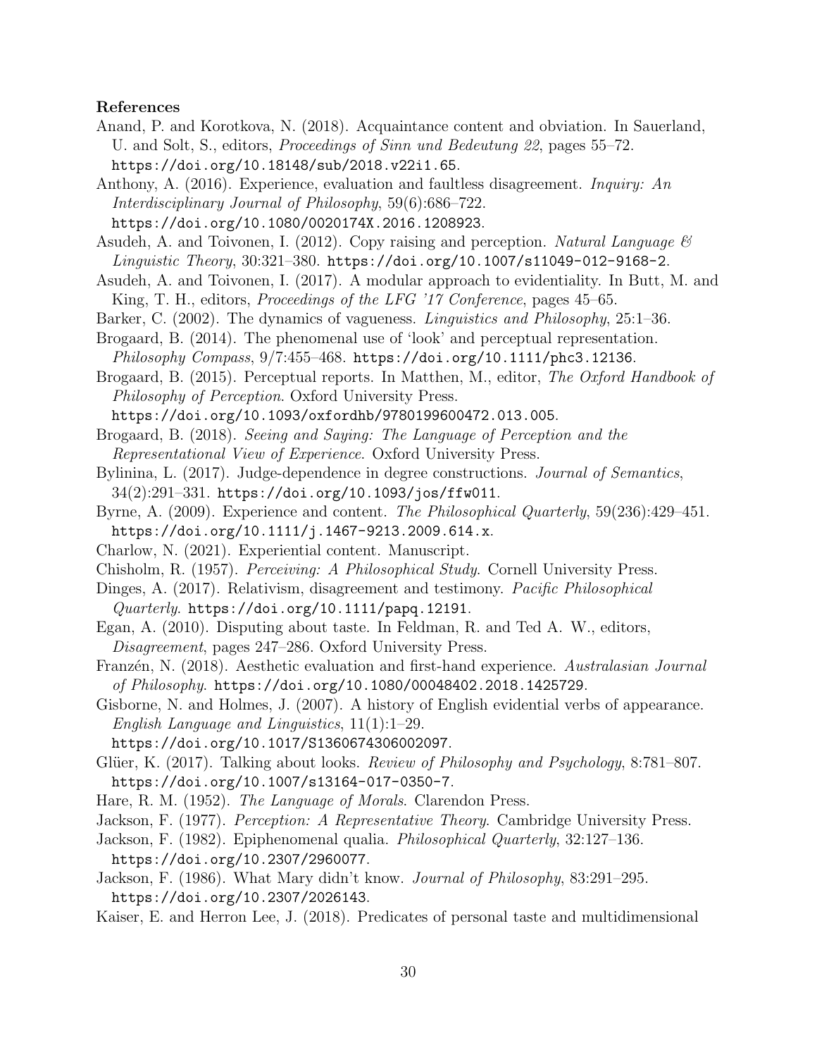**References**

Anand, P. and Korotkova, N. (2018). Acquaintance content and obviation. In Sauerland, U. and Solt, S., editors, *Proceedings of Sinn und Bedeutung 22*, pages 55–72. https://doi.org/10.18148/sub/2018.v22i1.65.

Anthony, A. (2016). Experience, evaluation and faultless disagreement. *Inquiry: An Interdisciplinary Journal of Philosophy*, 59(6):686–722. https://doi.org/10.1080/0020174X.2016.1208923.

Asudeh, A. and Toivonen, I. (2012). Copy raising and perception. *Natural Language & Linguistic Theory*, 30:321–380. https://doi.org/10.1007/s11049-012-9168-2.

Asudeh, A. and Toivonen, I. (2017). A modular approach to evidentiality. In Butt, M. and King, T. H., editors, *Proceedings of the LFG '17 Conference*, pages 45–65.

Barker, C. (2002). The dynamics of vagueness. *Linguistics and Philosophy*, 25:1–36.

Brogaard, B. (2014). The phenomenal use of 'look' and perceptual representation. *Philosophy Compass*, 9/7:455–468. https://doi.org/10.1111/phc3.12136.

Brogaard, B. (2015). Perceptual reports. In Matthen, M., editor, *The Oxford Handbook of Philosophy of Perception*. Oxford University Press. https://doi.org/10.1093/oxfordhb/9780199600472.013.005.

Brogaard, B. (2018). *Seeing and Saying: The Language of Perception and the Representational View of Experience*. Oxford University Press.

Bylinina, L. (2017). Judge-dependence in degree constructions. *Journal of Semantics*, 34(2):291–331. https://doi.org/10.1093/jos/ffw011.

Byrne, A. (2009). Experience and content. *The Philosophical Quarterly*, 59(236):429–451. https://doi.org/10.1111/j.1467-9213.2009.614.x.

Charlow, N. (2021). Experiential content. Manuscript.

Chisholm, R. (1957). *Perceiving: A Philosophical Study*. Cornell University Press.

Dinges, A. (2017). Relativism, disagreement and testimony. *Pacific Philosophical Quarterly*. https://doi.org/10.1111/papq.12191.

Egan, A. (2010). Disputing about taste. In Feldman, R. and Ted A. W., editors, *Disagreement*, pages 247–286. Oxford University Press.

Franzén, N. (2018). Aesthetic evaluation and first-hand experience. *Australasian Journal of Philosophy*. https://doi.org/10.1080/00048402.2018.1425729.

Gisborne, N. and Holmes, J. (2007). A history of English evidential verbs of appearance. *English Language and Linguistics*, 11(1):1–29. https://doi.org/10.1017/S1360674306002097.

Glüer, K. (2017). Talking about looks. *Review of Philosophy and Psychology*, 8:781–807. https://doi.org/10.1007/s13164-017-0350-7.

Hare, R. M. (1952). *The Language of Morals*. Clarendon Press.

Jackson, F. (1977). *Perception: A Representative Theory*. Cambridge University Press.

Jackson, F. (1982). Epiphenomenal qualia. *Philosophical Quarterly*, 32:127–136. https://doi.org/10.2307/2960077.

Jackson, F. (1986). What Mary didn't know. *Journal of Philosophy*, 83:291–295. https://doi.org/10.2307/2026143.

Kaiser, E. and Herron Lee, J. (2018). Predicates of personal taste and multidimensional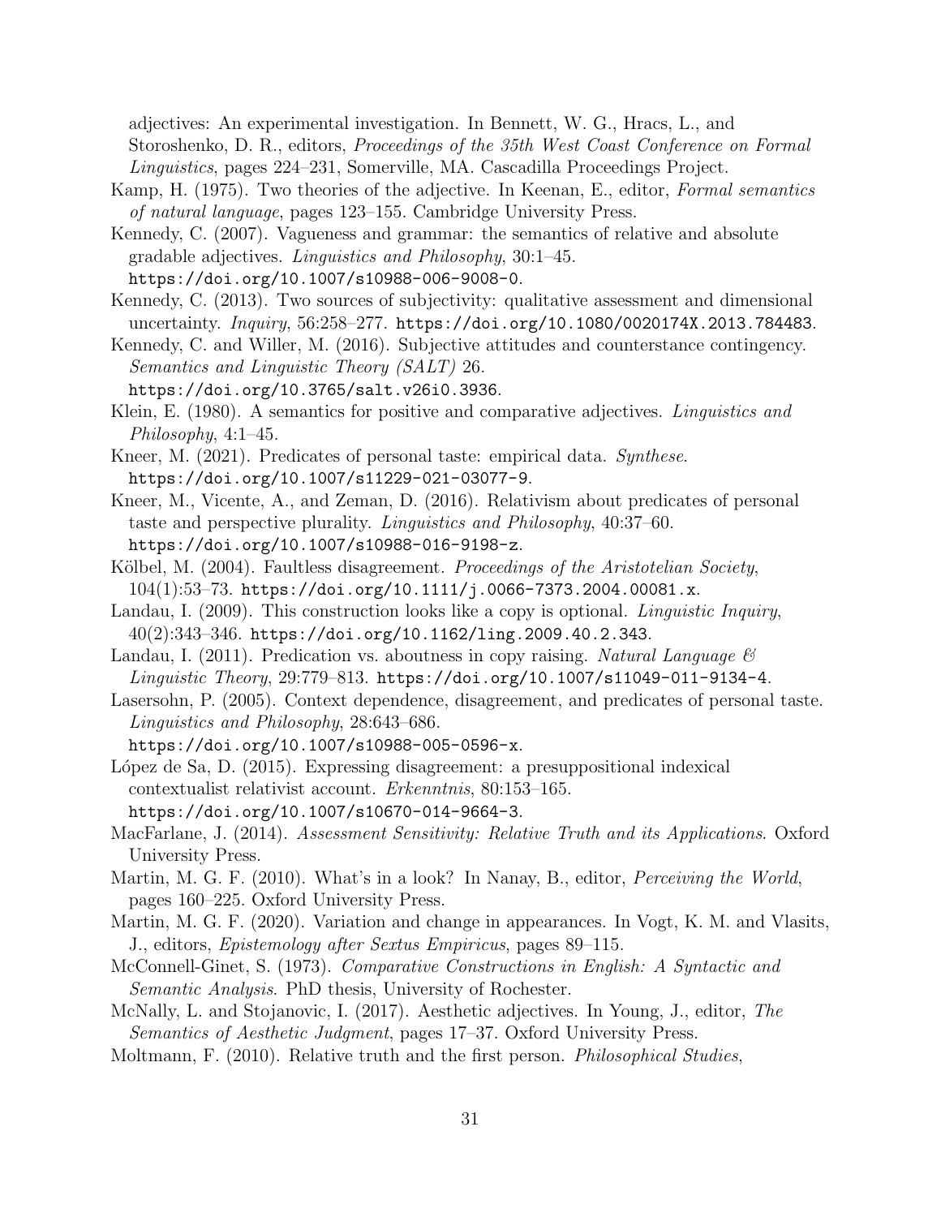adjectives: An experimental investigation. In Bennett, W. G., Hracs, L., and Storoshenko, D. R., editors, *Proceedings of the 35th West Coast Conference on Formal Linguistics*, pages 224–231, Somerville, MA. Cascadilla Proceedings Project.

Kamp, H. (1975). Two theories of the adjective. In Keenan, E., editor, *Formal semantics of natural language*, pages 123–155. Cambridge University Press.

Kennedy, C. (2007). Vagueness and grammar: the semantics of relative and absolute gradable adjectives. *Linguistics and Philosophy*, 30:1–45. https://doi.org/10.1007/s10988-006-9008-0.

Kennedy, C. (2013). Two sources of subjectivity: qualitative assessment and dimensional uncertainty. *Inquiry*, 56:258–277. https://doi.org/10.1080/0020174X.2013.784483.

Kennedy, C. and Willer, M. (2016). Subjective attitudes and counterstance contingency. *Semantics and Linguistic Theory (SALT)* 26. https://doi.org/10.3765/salt.v26i0.3936.

Klein, E. (1980). A semantics for positive and comparative adjectives. *Linguistics and Philosophy*, 4:1–45.

Kneer, M. (2021). Predicates of personal taste: empirical data. *Synthese*. https://doi.org/10.1007/s11229-021-03077-9.

Kneer, M., Vicente, A., and Zeman, D. (2016). Relativism about predicates of personal taste and perspective plurality. *Linguistics and Philosophy*, 40:37–60. https://doi.org/10.1007/s10988-016-9198-z.

Kölbel, M. (2004). Faultless disagreement. *Proceedings of the Aristotelian Society*, 104(1):53–73. https://doi.org/10.1111/j.0066-7373.2004.00081.x.

Landau, I. (2009). This construction looks like a copy is optional. *Linguistic Inquiry*, 40(2):343–346. https://doi.org/10.1162/ling.2009.40.2.343.

Landau, I. (2011). Predication vs. aboutness in copy raising. *Natural Language & Linguistic Theory*, 29:779–813. https://doi.org/10.1007/s11049-011-9134-4.

Lasersohn, P. (2005). Context dependence, disagreement, and predicates of personal taste. *Linguistics and Philosophy*, 28:643–686. https://doi.org/10.1007/s10988-005-0596-x.

López de Sa, D. (2015). Expressing disagreement: a presuppositional indexical contextualist relativist account. *Erkenntnis*, 80:153–165. https://doi.org/10.1007/s10670-014-9664-3.

MacFarlane, J. (2014). *Assessment Sensitivity: Relative Truth and its Applications*. Oxford University Press.

Martin, M. G. F. (2010). What's in a look? In Nanay, B., editor, *Perceiving the World*, pages 160–225. Oxford University Press.

Martin, M. G. F. (2020). Variation and change in appearances. In Vogt, K. M. and Vlasits, J., editors, *Epistemology after Sextus Empiricus*, pages 89–115.

McConnell-Ginet, S. (1973). *Comparative Constructions in English: A Syntactic and Semantic Analysis*. PhD thesis, University of Rochester.

McNally, L. and Stojanovic, I. (2017). Aesthetic adjectives. In Young, J., editor, *The Semantics of Aesthetic Judgment*, pages 17–37. Oxford University Press.

Moltmann, F. (2010). Relative truth and the first person. *Philosophical Studies*,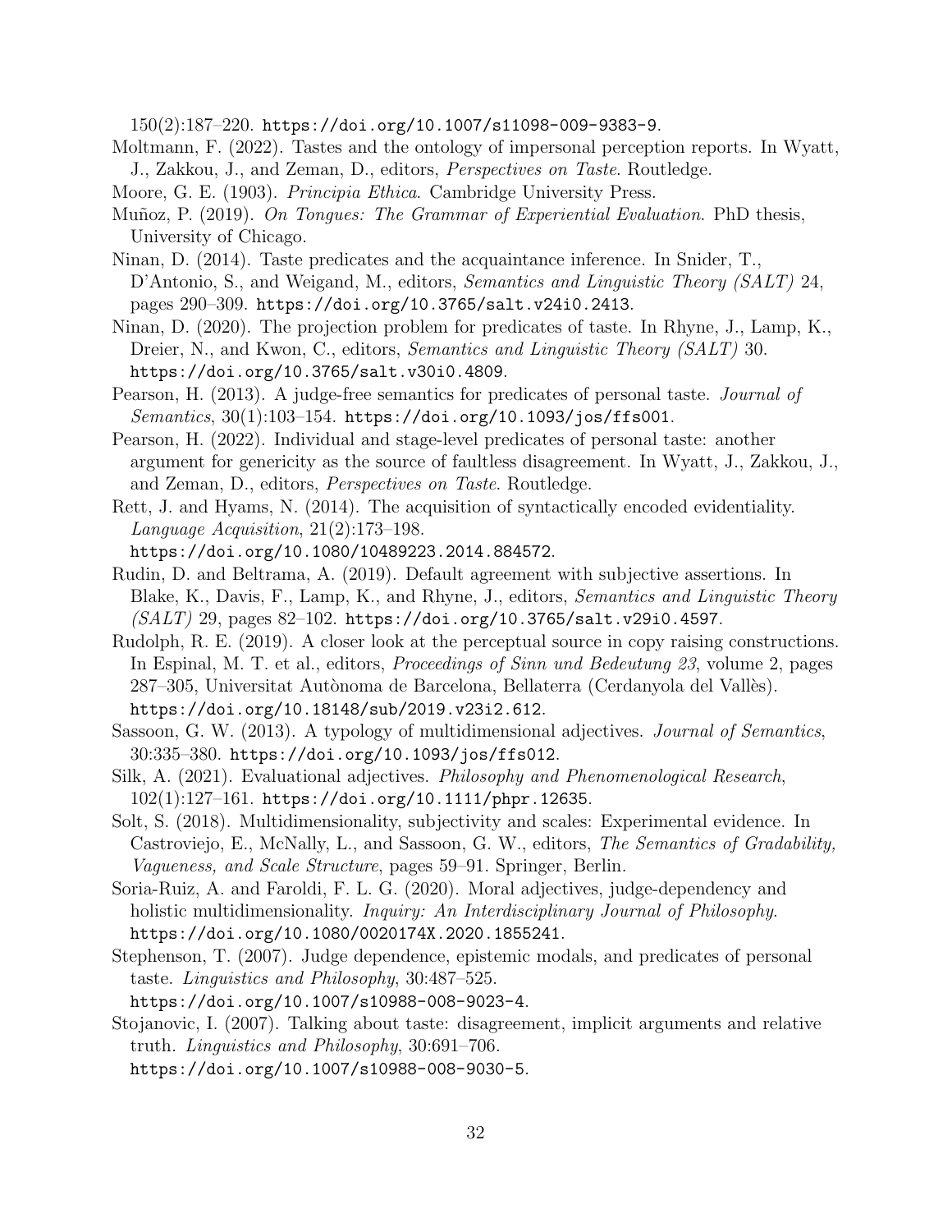150(2):187–220. https://doi.org/10.1007/s11098-009-9383-9.

Moltmann, F. (2022). Tastes and the ontology of impersonal perception reports. In Wyatt, J., Zakkou, J., and Zeman, D., editors, *Perspectives on Taste*. Routledge.

Moore, G. E. (1903). *Principia Ethica*. Cambridge University Press.

Muñoz, P. (2019). *On Tongues: The Grammar of Experiential Evaluation*. PhD thesis, University of Chicago.

Ninan, D. (2014). Taste predicates and the acquaintance inference. In Snider, T., D'Antonio, S., and Weigand, M., editors, *Semantics and Linguistic Theory (SALT)* 24, pages 290–309. https://doi.org/10.3765/salt.v24i0.2413.

Ninan, D. (2020). The projection problem for predicates of taste. In Rhyne, J., Lamp, K., Dreier, N., and Kwon, C., editors, *Semantics and Linguistic Theory (SALT)* 30. https://doi.org/10.3765/salt.v30i0.4809.

Pearson, H. (2013). A judge-free semantics for predicates of personal taste. *Journal of Semantics*, 30(1):103–154. https://doi.org/10.1093/jos/ffs001.

Pearson, H. (2022). Individual and stage-level predicates of personal taste: another argument for genericity as the source of faultless disagreement. In Wyatt, J., Zakkou, J., and Zeman, D., editors, *Perspectives on Taste*. Routledge.

Rett, J. and Hyams, N. (2014). The acquisition of syntactically encoded evidentiality. *Language Acquisition*, 21(2):173–198. https://doi.org/10.1080/10489223.2014.884572.

Rudin, D. and Beltrama, A. (2019). Default agreement with subjective assertions. In Blake, K., Davis, F., Lamp, K., and Rhyne, J., editors, *Semantics and Linguistic Theory (SALT)* 29, pages 82–102. https://doi.org/10.3765/salt.v29i0.4597.

Rudolph, R. E. (2019). A closer look at the perceptual source in copy raising constructions. In Espinal, M. T. et al., editors, *Proceedings of Sinn und Bedeutung 23*, volume 2, pages 287–305, Universitat Autònoma de Barcelona, Bellaterra (Cerdanyola del Vallès). https://doi.org/10.18148/sub/2019.v23i2.612.

Sassoon, G. W. (2013). A typology of multidimensional adjectives. *Journal of Semantics*, 30:335–380. https://doi.org/10.1093/jos/ffs012.

Silk, A. (2021). Evaluational adjectives. *Philosophy and Phenomenological Research*, 102(1):127–161. https://doi.org/10.1111/phpr.12635.

Solt, S. (2018). Multidimensionality, subjectivity and scales: Experimental evidence. In Castroviejo, E., McNally, L., and Sassoon, G. W., editors, *The Semantics of Gradability, Vagueness, and Scale Structure*, pages 59–91. Springer, Berlin.

Soria-Ruiz, A. and Faroldi, F. L. G. (2020). Moral adjectives, judge-dependency and holistic multidimensionality. *Inquiry: An Interdisciplinary Journal of Philosophy*. https://doi.org/10.1080/0020174X.2020.1855241.

Stephenson, T. (2007). Judge dependence, epistemic modals, and predicates of personal taste. *Linguistics and Philosophy*, 30:487–525. https://doi.org/10.1007/s10988-008-9023-4.

Stojanovic, I. (2007). Talking about taste: disagreement, implicit arguments and relative truth. *Linguistics and Philosophy*, 30:691–706. https://doi.org/10.1007/s10988-008-9030-5.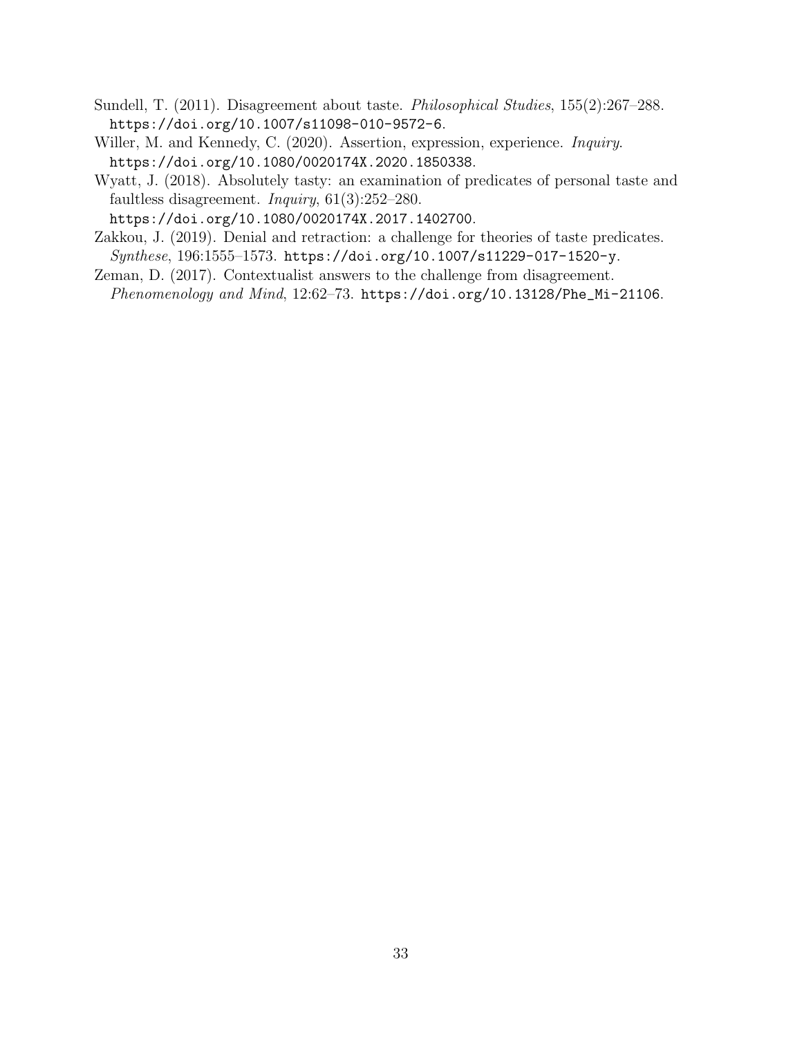Sundell, T. (2011). Disagreement about taste. *Philosophical Studies*, 155(2):267–288. `https://doi.org/10.1007/s11098-010-9572-6`.

Willer, M. and Kennedy, C. (2020). Assertion, expression, experience. *Inquiry*. `https://doi.org/10.1080/0020174X.2020.1850338`.

Wyatt, J. (2018). Absolutely tasty: an examination of predicates of personal taste and faultless disagreement. *Inquiry*, 61(3):252–280. `https://doi.org/10.1080/0020174X.2017.1402700`.

Zakkou, J. (2019). Denial and retraction: a challenge for theories of taste predicates. *Synthese*, 196:1555–1573. `https://doi.org/10.1007/s11229-017-1520-y`.

Zeman, D. (2017). Contextualist answers to the challenge from disagreement. *Phenomenology and Mind*, 12:62–73. `https://doi.org/10.13128/Phe_Mi-21106`.